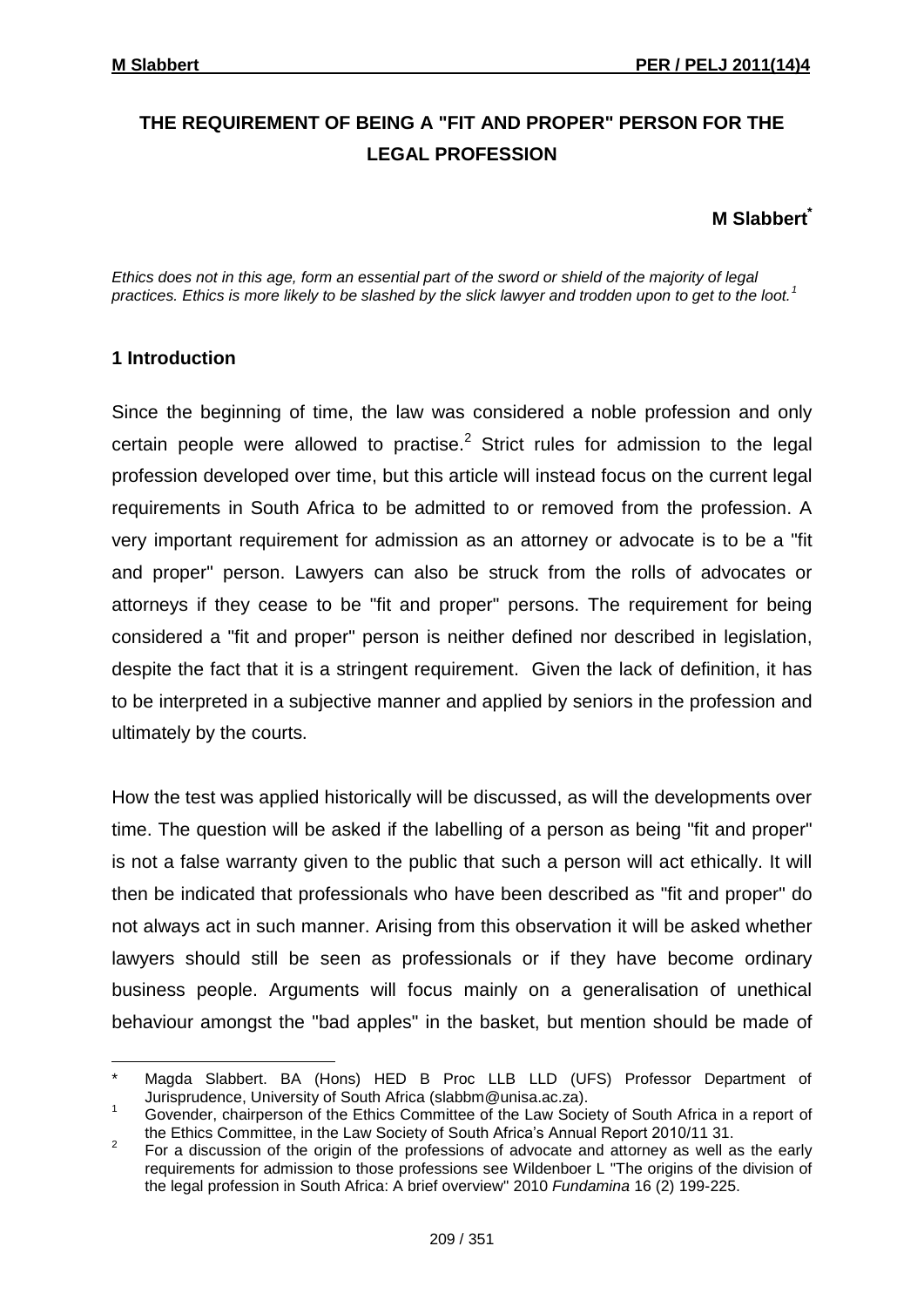# THE REQUIREMENT OF BEING A "FIT AND PROPER" PERSON FOR THE LEGAL PROFESSION

**M Slabbert***

*Ethics does not in this age, form an essential part of the sword or shield of the majority of legal practices. Ethics is more likely to be slashed by the slick lawyer and trodden upon to get to the loot.*[1]

## 1 Introduction

Since the beginning of time, the law was considered a noble profession and only certain people were allowed to practise.[2] Strict rules for admission to the legal profession developed over time, but this article will instead focus on the current legal requirements in South Africa to be admitted to or removed from the profession. A very important requirement for admission as an attorney or advocate is to be a "fit and proper" person. Lawyers can also be struck from the rolls of advocates or attorneys if they cease to be "fit and proper" persons. The requirement for being considered a "fit and proper" person is neither defined nor described in legislation, despite the fact that it is a stringent requirement. Given the lack of definition, it has to be interpreted in a subjective manner and applied by seniors in the profession and ultimately by the courts.

How the test was applied historically will be discussed, as will the developments over time. The question will be asked if the labelling of a person as being "fit and proper" is not a false warranty given to the public that such a person will act ethically. It will then be indicated that professionals who have been described as "fit and proper" do not always act in such manner. Arising from this observation it will be asked whether lawyers should still be seen as professionals or if they have become ordinary business people. Arguments will focus mainly on a generalisation of unethical behaviour amongst the "bad apples" in the basket, but mention should be made of

---

\* Magda Slabbert. BA (Hons) HED B Proc LLB LLD (UFS) Professor Department of Jurisprudence, University of South Africa (slabbm@unisa.ac.za).

1 Govender, chairperson of the Ethics Committee of the Law Society of South Africa in a report of the Ethics Committee, in the Law Society of South Africa's Annual Report 2010/11 31.

2 For a discussion of the origin of the professions of advocate and attorney as well as the early requirements for admission to those professions see Wildenboer L "The origins of the division of the legal profession in South Africa: A brief overview" 2010 *Fundamina* 16 (2) 199-225.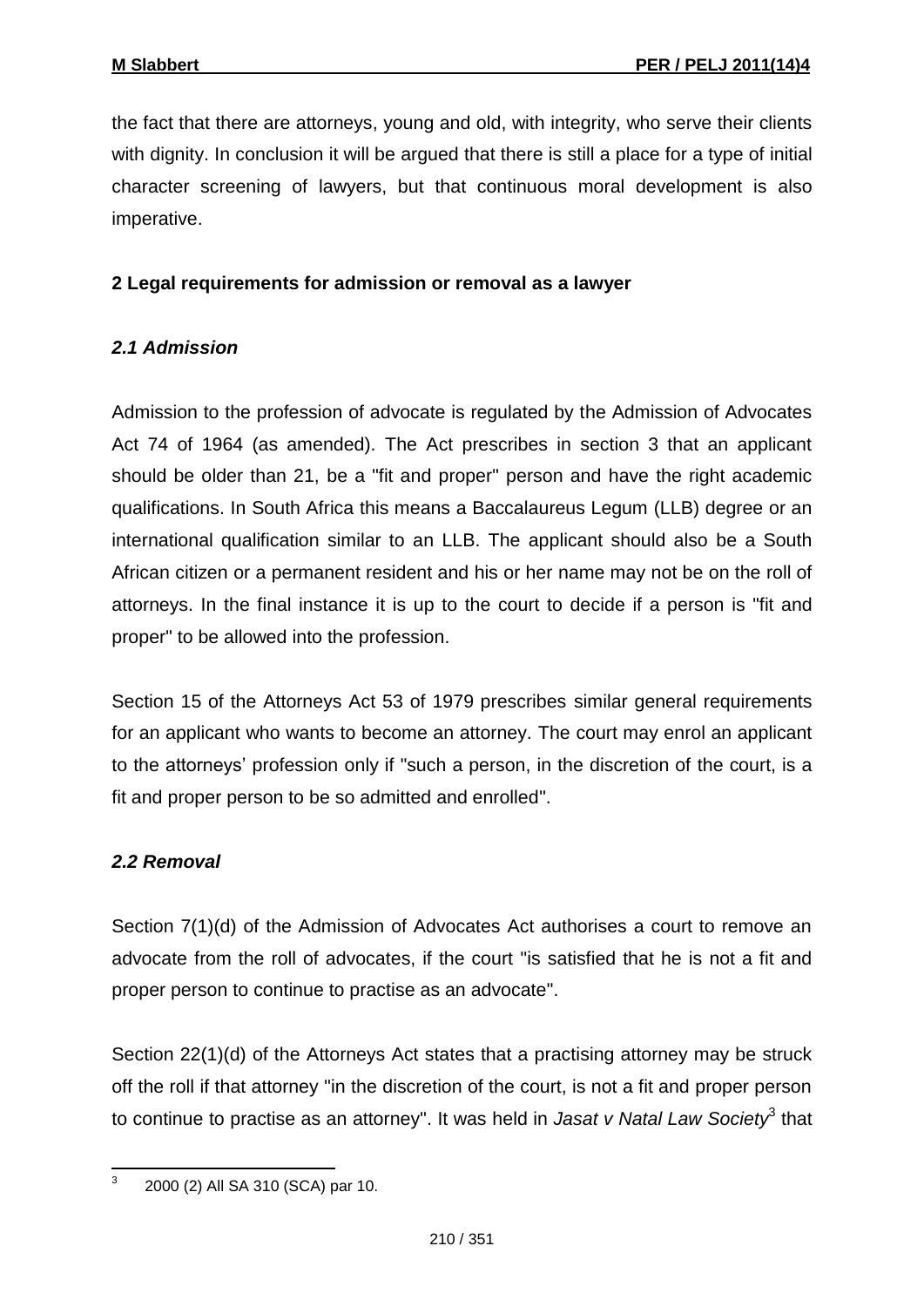the fact that there are attorneys, young and old, with integrity, who serve their clients with dignity. In conclusion it will be argued that there is still a place for a type of initial character screening of lawyers, but that continuous moral development is also imperative.

## 2 Legal requirements for admission or removal as a lawyer

### *2.1 Admission*

Admission to the profession of advocate is regulated by the Admission of Advocates Act 74 of 1964 (as amended). The Act prescribes in section 3 that an applicant should be older than 21, be a "fit and proper" person and have the right academic qualifications. In South Africa this means a Baccalaureus Legum (LLB) degree or an international qualification similar to an LLB. The applicant should also be a South African citizen or a permanent resident and his or her name may not be on the roll of attorneys. In the final instance it is up to the court to decide if a person is "fit and proper" to be allowed into the profession.

Section 15 of the Attorneys Act 53 of 1979 prescribes similar general requirements for an applicant who wants to become an attorney. The court may enrol an applicant to the attorneys' profession only if "such a person, in the discretion of the court, is a fit and proper person to be so admitted and enrolled".

### *2.2 Removal*

Section 7(1)(d) of the Admission of Advocates Act authorises a court to remove an advocate from the roll of advocates, if the court "is satisfied that he is not a fit and proper person to continue to practise as an advocate".

Section 22(1)(d) of the Attorneys Act states that a practising attorney may be struck off the roll if that attorney "in the discretion of the court, is not a fit and proper person to continue to practise as an attorney". It was held in *Jasat v Natal Law Society*[3] that

---

[3] 2000 (2) All SA 310 (SCA) par 10.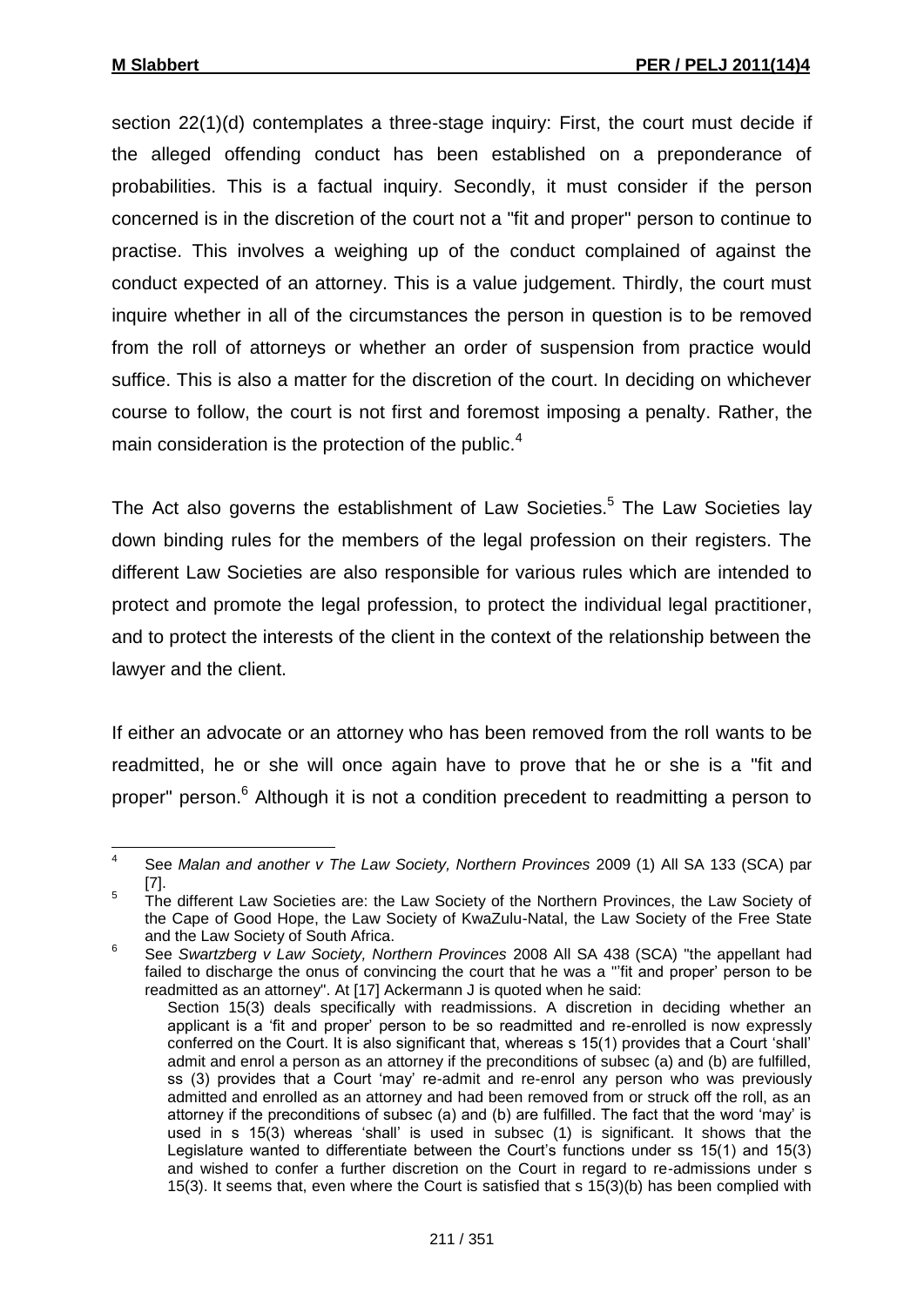section 22(1)(d) contemplates a three-stage inquiry: First, the court must decide if the alleged offending conduct has been established on a preponderance of probabilities. This is a factual inquiry. Secondly, it must consider if the person concerned is in the discretion of the court not a "fit and proper" person to continue to practise. This involves a weighing up of the conduct complained of against the conduct expected of an attorney. This is a value judgement. Thirdly, the court must inquire whether in all of the circumstances the person in question is to be removed from the roll of attorneys or whether an order of suspension from practice would suffice. This is also a matter for the discretion of the court. In deciding on whichever course to follow, the court is not first and foremost imposing a penalty. Rather, the main consideration is the protection of the public.[4]

The Act also governs the establishment of Law Societies.[5] The Law Societies lay down binding rules for the members of the legal profession on their registers. The different Law Societies are also responsible for various rules which are intended to protect and promote the legal profession, to protect the individual legal practitioner, and to protect the interests of the client in the context of the relationship between the lawyer and the client.

If either an advocate or an attorney who has been removed from the roll wants to be readmitted, he or she will once again have to prove that he or she is a "fit and proper" person.[6] Although it is not a condition precedent to readmitting a person to

---

[4] See *Malan and another v The Law Society, Northern Provinces* 2009 (1) All SA 133 (SCA) par [7].

[5] The different Law Societies are: the Law Society of the Northern Provinces, the Law Society of the Cape of Good Hope, the Law Society of KwaZulu-Natal, the Law Society of the Free State and the Law Society of South Africa.

[6] See *Swartzberg v Law Society, Northern Provinces* 2008 All SA 438 (SCA) "the appellant had failed to discharge the onus of convincing the court that he was a "'fit and proper' person to be readmitted as an attorney". At [17] Ackermann J is quoted when he said:

> Section 15(3) deals specifically with readmissions. A discretion in deciding whether an applicant is a 'fit and proper' person to be so readmitted and re-enrolled is now expressly conferred on the Court. It is also significant that, whereas s 15(1) provides that a Court 'shall' admit and enrol a person as an attorney if the preconditions of subsec (a) and (b) are fulfilled, ss (3) provides that a Court 'may' re-admit and re-enrol any person who was previously admitted and enrolled as an attorney and had been removed from or struck off the roll, as an attorney if the preconditions of subsec (a) and (b) are fulfilled. The fact that the word 'may' is used in s 15(3) whereas 'shall' is used in subsec (1) is significant. It shows that the Legislature wanted to differentiate between the Court's functions under ss 15(1) and 15(3) and wished to confer a further discretion on the Court in regard to re-admissions under s 15(3). It seems that, even where the Court is satisfied that s 15(3)(b) has been complied with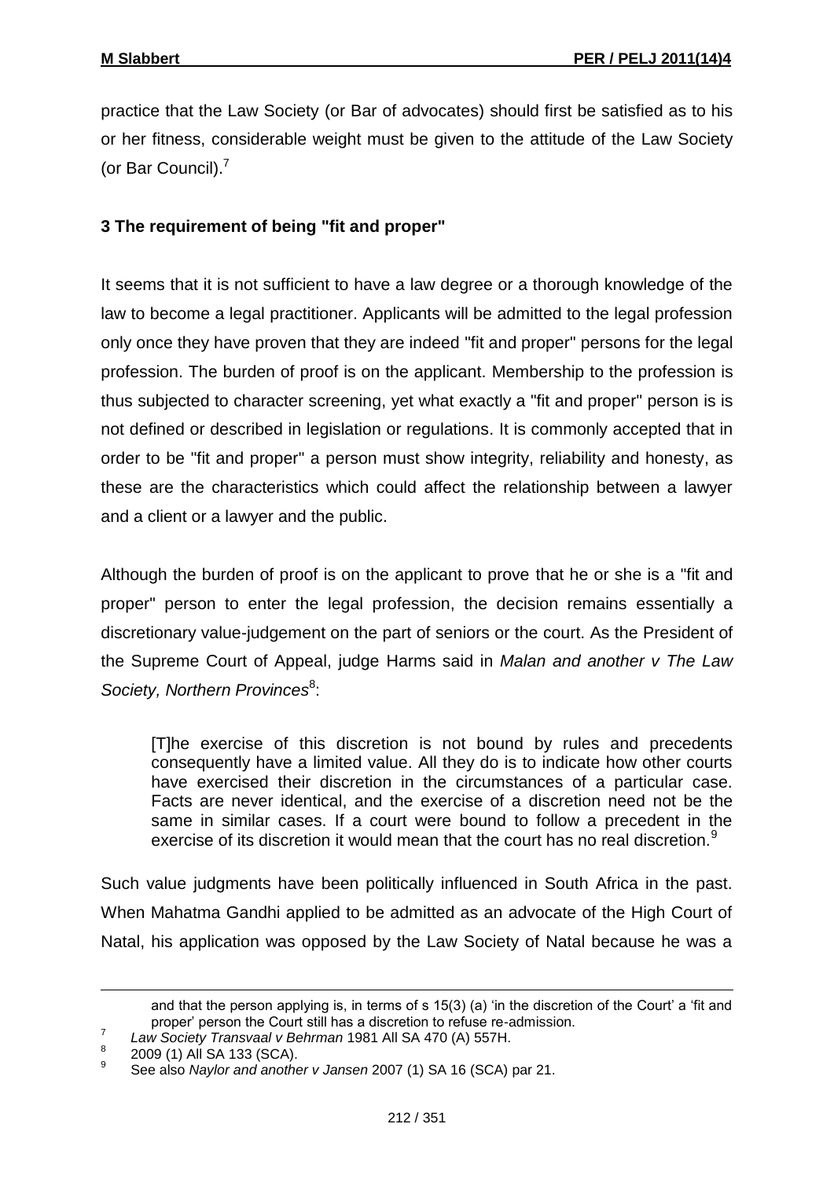practice that the Law Society (or Bar of advocates) should first be satisfied as to his or her fitness, considerable weight must be given to the attitude of the Law Society (or Bar Council).[7]

## 3 The requirement of being "fit and proper"

It seems that it is not sufficient to have a law degree or a thorough knowledge of the law to become a legal practitioner. Applicants will be admitted to the legal profession only once they have proven that they are indeed "fit and proper" persons for the legal profession. The burden of proof is on the applicant. Membership to the profession is thus subjected to character screening, yet what exactly a "fit and proper" person is is not defined or described in legislation or regulations. It is commonly accepted that in order to be "fit and proper" a person must show integrity, reliability and honesty, as these are the characteristics which could affect the relationship between a lawyer and a client or a lawyer and the public.

Although the burden of proof is on the applicant to prove that he or she is a "fit and proper" person to enter the legal profession, the decision remains essentially a discretionary value-judgement on the part of seniors or the court. As the President of the Supreme Court of Appeal, judge Harms said in *Malan and another v The Law Society, Northern Provinces*[8]:

> [T]he exercise of this discretion is not bound by rules and precedents consequently have a limited value. All they do is to indicate how other courts have exercised their discretion in the circumstances of a particular case. Facts are never identical, and the exercise of a discretion need not be the same in similar cases. If a court were bound to follow a precedent in the exercise of its discretion it would mean that the court has no real discretion.[9]

Such value judgments have been politically influenced in South Africa in the past. When Mahatma Gandhi applied to be admitted as an advocate of the High Court of Natal, his application was opposed by the Law Society of Natal because he was a

---

and that the person applying is, in terms of s 15(3) (a) 'in the discretion of the Court' a 'fit and proper' person the Court still has a discretion to refuse re-admission.

[7] *Law Society Transvaal v Behrman* 1981 All SA 470 (A) 557H.

[8] 2009 (1) All SA 133 (SCA).

[9] See also *Naylor and another v Jansen* 2007 (1) SA 16 (SCA) par 21.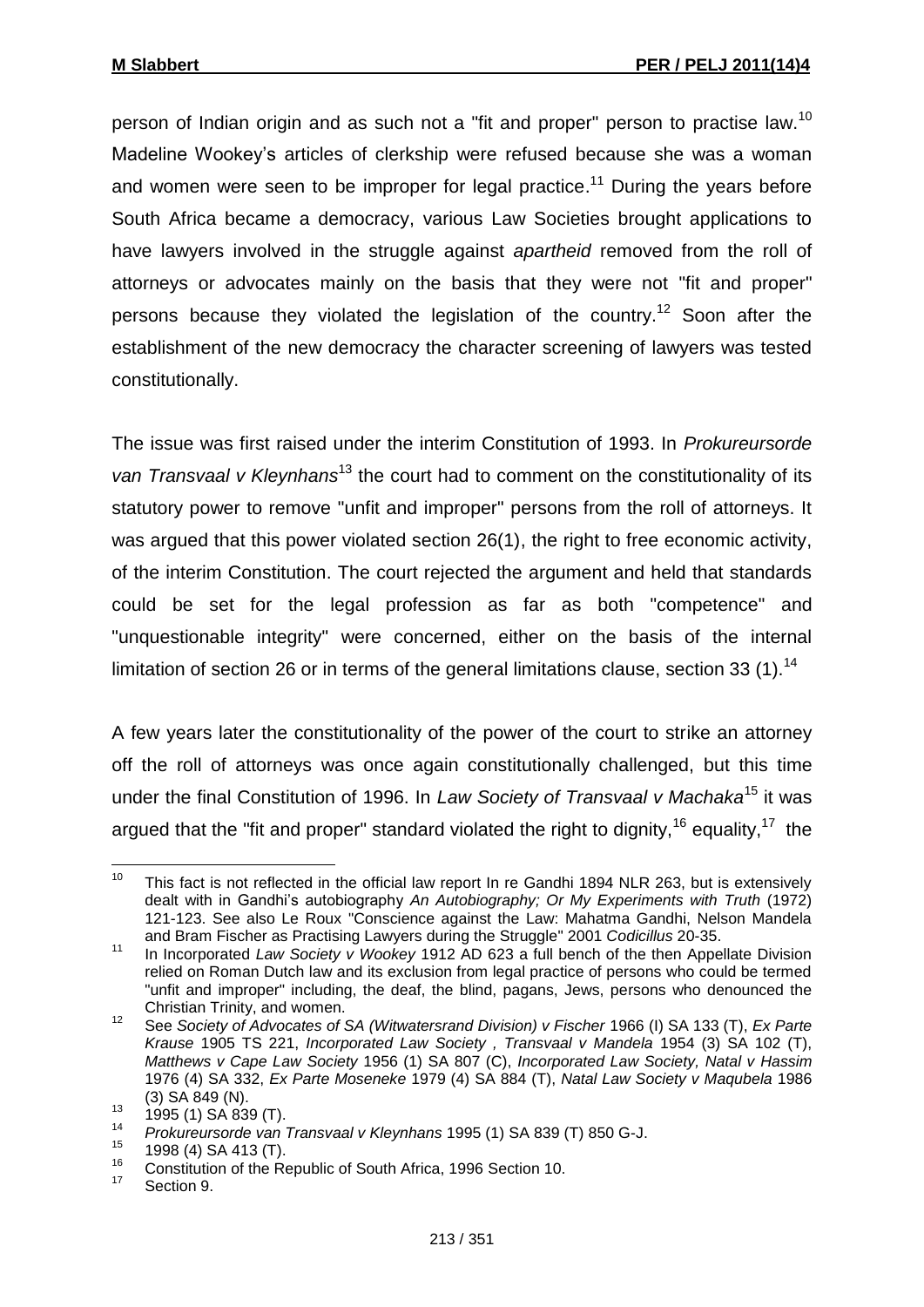person of Indian origin and as such not a "fit and proper" person to practise law.[10] Madeline Wookey's articles of clerkship were refused because she was a woman and women were seen to be improper for legal practice.[11] During the years before South Africa became a democracy, various Law Societies brought applications to have lawyers involved in the struggle against *apartheid* removed from the roll of attorneys or advocates mainly on the basis that they were not "fit and proper" persons because they violated the legislation of the country.[12] Soon after the establishment of the new democracy the character screening of lawyers was tested constitutionally.

The issue was first raised under the interim Constitution of 1993. In *Prokureursorde van Transvaal v Kleynhans*[13] the court had to comment on the constitutionality of its statutory power to remove "unfit and improper" persons from the roll of attorneys. It was argued that this power violated section 26(1), the right to free economic activity, of the interim Constitution. The court rejected the argument and held that standards could be set for the legal profession as far as both "competence" and "unquestionable integrity" were concerned, either on the basis of the internal limitation of section 26 or in terms of the general limitations clause, section 33 (1).[14]

A few years later the constitutionality of the power of the court to strike an attorney off the roll of attorneys was once again constitutionally challenged, but this time under the final Constitution of 1996. In *Law Society of Transvaal v Machaka*[15] it was argued that the "fit and proper" standard violated the right to dignity,[16] equality,[17] the

---

[10] This fact is not reflected in the official law report In re Gandhi 1894 NLR 263, but is extensively dealt with in Gandhi's autobiography *An Autobiography; Or My Experiments with Truth* (1972) 121-123. See also Le Roux "Conscience against the Law: Mahatma Gandhi, Nelson Mandela and Bram Fischer as Practising Lawyers during the Struggle" 2001 *Codicillus* 20-35.

[11] In Incorporated *Law Society v Wookey* 1912 AD 623 a full bench of the then Appellate Division relied on Roman Dutch law and its exclusion from legal practice of persons who could be termed "unfit and improper" including, the deaf, the blind, pagans, Jews, persons who denounced the Christian Trinity, and women.

[12] See *Society of Advocates of SA (Witwatersrand Division) v Fischer* 1966 (I) SA 133 (T), *Ex Parte Krause* 1905 TS 221, *Incorporated Law Society , Transvaal v Mandela* 1954 (3) SA 102 (T), *Matthews v Cape Law Society* 1956 (1) SA 807 (C), *Incorporated Law Society, Natal v Hassim* 1976 (4) SA 332, *Ex Parte Moseneke* 1979 (4) SA 884 (T), *Natal Law Society v Maqubela* 1986 (3) SA 849 (N).

[13] 1995 (1) SA 839 (T).

[14] *Prokureursorde van Transvaal v Kleynhans* 1995 (1) SA 839 (T) 850 G-J.

[15] 1998 (4) SA 413 (T).

[16] Constitution of the Republic of South Africa, 1996 Section 10.

[17] Section 9.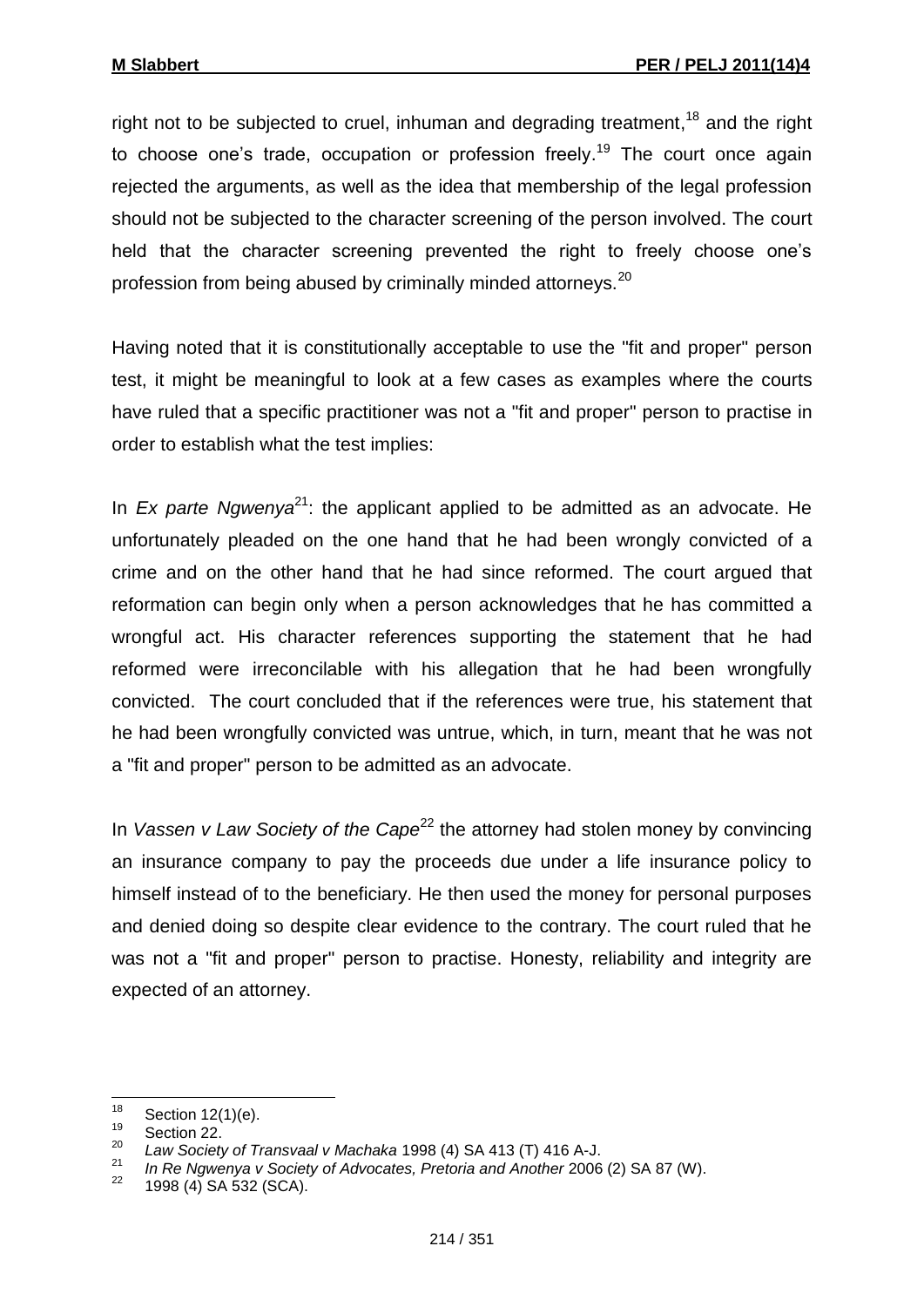right not to be subjected to cruel, inhuman and degrading treatment,[18] and the right to choose one's trade, occupation or profession freely.[19] The court once again rejected the arguments, as well as the idea that membership of the legal profession should not be subjected to the character screening of the person involved. The court held that the character screening prevented the right to freely choose one's profession from being abused by criminally minded attorneys.[20]

Having noted that it is constitutionally acceptable to use the "fit and proper" person test, it might be meaningful to look at a few cases as examples where the courts have ruled that a specific practitioner was not a "fit and proper" person to practise in order to establish what the test implies:

In *Ex parte Ngwenya*[21]: the applicant applied to be admitted as an advocate. He unfortunately pleaded on the one hand that he had been wrongly convicted of a crime and on the other hand that he had since reformed. The court argued that reformation can begin only when a person acknowledges that he has committed a wrongful act. His character references supporting the statement that he had reformed were irreconcilable with his allegation that he had been wrongfully convicted. The court concluded that if the references were true, his statement that he had been wrongfully convicted was untrue, which, in turn, meant that he was not a "fit and proper" person to be admitted as an advocate.

In *Vassen v Law Society of the Cape*[22] the attorney had stolen money by convincing an insurance company to pay the proceeds due under a life insurance policy to himself instead of to the beneficiary. He then used the money for personal purposes and denied doing so despite clear evidence to the contrary. The court ruled that he was not a "fit and proper" person to practise. Honesty, reliability and integrity are expected of an attorney.

---

[18] Section 12(1)(e).

[19] Section 22.

[20] *Law Society of Transvaal v Machaka* 1998 (4) SA 413 (T) 416 A-J.

[21] *In Re Ngwenya v Society of Advocates, Pretoria and Another* 2006 (2) SA 87 (W).

[22] 1998 (4) SA 532 (SCA).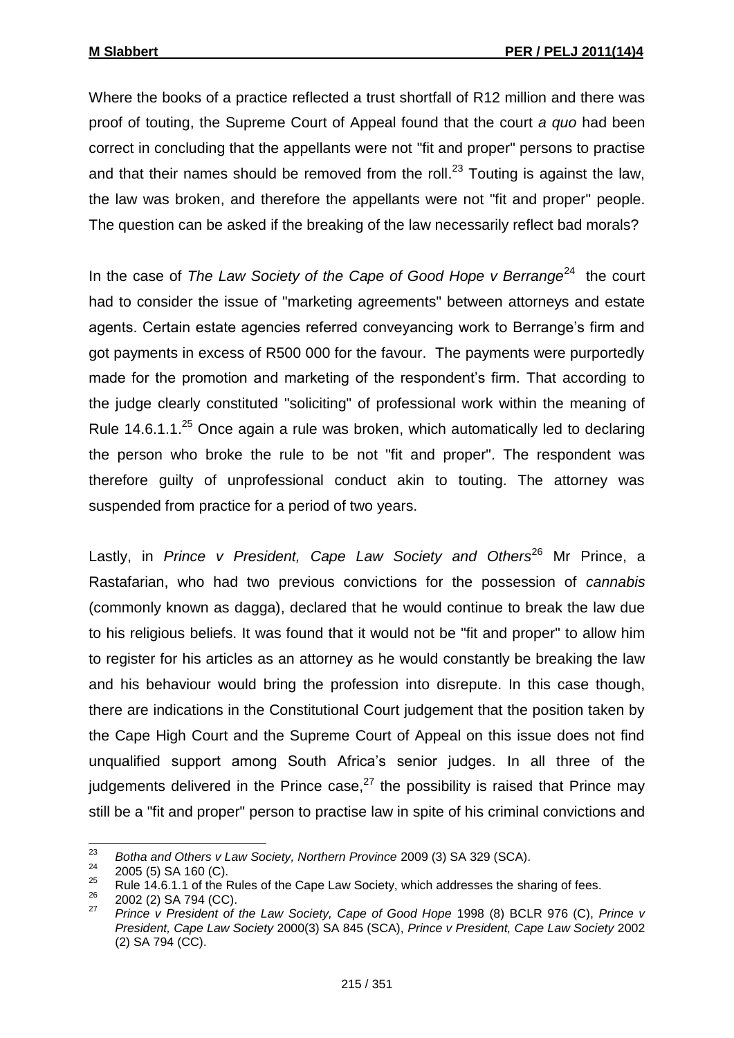Where the books of a practice reflected a trust shortfall of R12 million and there was proof of touting, the Supreme Court of Appeal found that the court *a quo* had been correct in concluding that the appellants were not "fit and proper" persons to practise and that their names should be removed from the roll.[23] Touting is against the law, the law was broken, and therefore the appellants were not "fit and proper" people. The question can be asked if the breaking of the law necessarily reflect bad morals?

In the case of *The Law Society of the Cape of Good Hope v Berrange*[24] the court had to consider the issue of "marketing agreements" between attorneys and estate agents. Certain estate agencies referred conveyancing work to Berrange's firm and got payments in excess of R500 000 for the favour. The payments were purportedly made for the promotion and marketing of the respondent's firm. That according to the judge clearly constituted "soliciting" of professional work within the meaning of Rule 14.6.1.1.[25] Once again a rule was broken, which automatically led to declaring the person who broke the rule to be not "fit and proper". The respondent was therefore guilty of unprofessional conduct akin to touting. The attorney was suspended from practice for a period of two years.

Lastly, in *Prince v President, Cape Law Society and Others*[26] Mr Prince, a Rastafarian, who had two previous convictions for the possession of *cannabis* (commonly known as dagga), declared that he would continue to break the law due to his religious beliefs. It was found that it would not be "fit and proper" to allow him to register for his articles as an attorney as he would constantly be breaking the law and his behaviour would bring the profession into disrepute. In this case though, there are indications in the Constitutional Court judgement that the position taken by the Cape High Court and the Supreme Court of Appeal on this issue does not find unqualified support among South Africa's senior judges. In all three of the judgements delivered in the Prince case,[27] the possibility is raised that Prince may still be a "fit and proper" person to practise law in spite of his criminal convictions and

---

[23] *Botha and Others v Law Society, Northern Province* 2009 (3) SA 329 (SCA).

[24] 2005 (5) SA 160 (C).

[25] Rule 14.6.1.1 of the Rules of the Cape Law Society, which addresses the sharing of fees.

[26] 2002 (2) SA 794 (CC).

[27] *Prince v President of the Law Society, Cape of Good Hope* 1998 (8) BCLR 976 (C), *Prince v President, Cape Law Society* 2000(3) SA 845 (SCA), *Prince v President, Cape Law Society* 2002 (2) SA 794 (CC).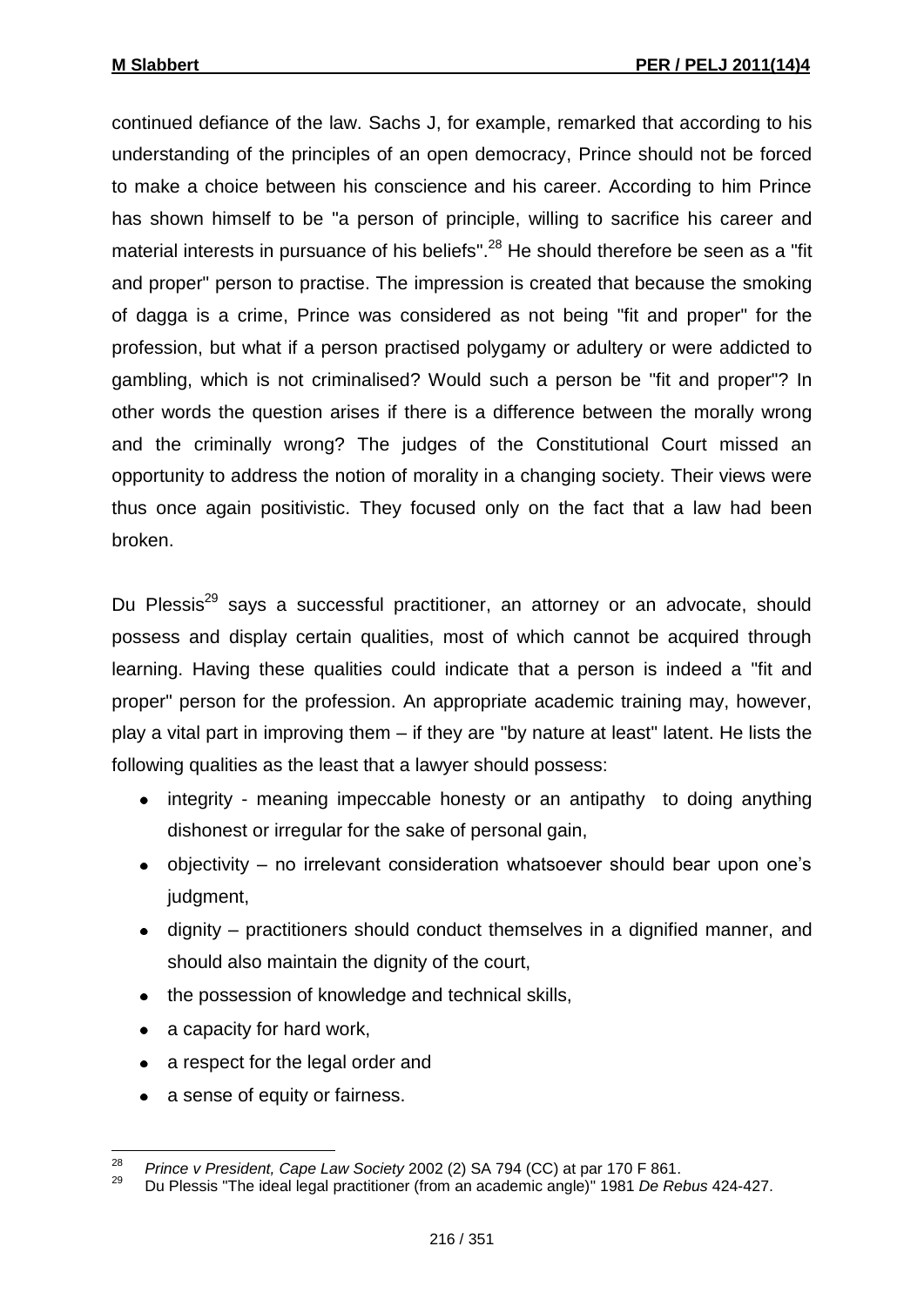continued defiance of the law. Sachs J, for example, remarked that according to his understanding of the principles of an open democracy, Prince should not be forced to make a choice between his conscience and his career. According to him Prince has shown himself to be "a person of principle, willing to sacrifice his career and material interests in pursuance of his beliefs".[28] He should therefore be seen as a "fit and proper" person to practise. The impression is created that because the smoking of dagga is a crime, Prince was considered as not being "fit and proper" for the profession, but what if a person practised polygamy or adultery or were addicted to gambling, which is not criminalised? Would such a person be "fit and proper"? In other words the question arises if there is a difference between the morally wrong and the criminally wrong? The judges of the Constitutional Court missed an opportunity to address the notion of morality in a changing society. Their views were thus once again positivistic. They focused only on the fact that a law had been broken.

Du Plessis[29] says a successful practitioner, an attorney or an advocate, should possess and display certain qualities, most of which cannot be acquired through learning. Having these qualities could indicate that a person is indeed a "fit and proper" person for the profession. An appropriate academic training may, however, play a vital part in improving them – if they are "by nature at least" latent. He lists the following qualities as the least that a lawyer should possess:

- integrity - meaning impeccable honesty or an antipathy to doing anything dishonest or irregular for the sake of personal gain,
- objectivity – no irrelevant consideration whatsoever should bear upon one's judgment,
- dignity – practitioners should conduct themselves in a dignified manner, and should also maintain the dignity of the court,
- the possession of knowledge and technical skills,
- a capacity for hard work,
- a respect for the legal order and
- a sense of equity or fairness.

---

[28] *Prince v President, Cape Law Society* 2002 (2) SA 794 (CC) at par 170 F 861.

[29] Du Plessis "The ideal legal practitioner (from an academic angle)" 1981 *De Rebus* 424-427.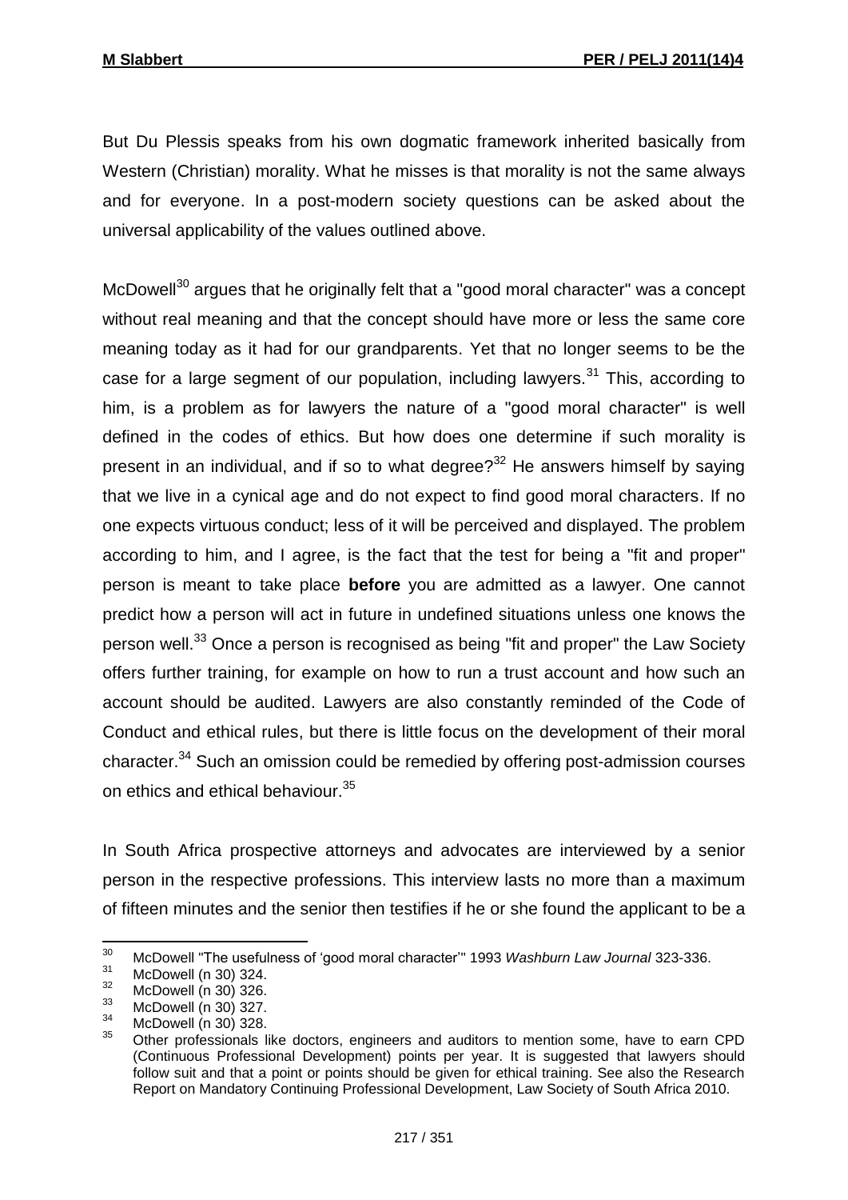But Du Plessis speaks from his own dogmatic framework inherited basically from Western (Christian) morality. What he misses is that morality is not the same always and for everyone. In a post-modern society questions can be asked about the universal applicability of the values outlined above.

McDowell[30] argues that he originally felt that a "good moral character" was a concept without real meaning and that the concept should have more or less the same core meaning today as it had for our grandparents. Yet that no longer seems to be the case for a large segment of our population, including lawyers.[31] This, according to him, is a problem as for lawyers the nature of a "good moral character" is well defined in the codes of ethics. But how does one determine if such morality is present in an individual, and if so to what degree?[32] He answers himself by saying that we live in a cynical age and do not expect to find good moral characters. If no one expects virtuous conduct; less of it will be perceived and displayed. The problem according to him, and I agree, is the fact that the test for being a "fit and proper" person is meant to take place **before** you are admitted as a lawyer. One cannot predict how a person will act in future in undefined situations unless one knows the person well.[33] Once a person is recognised as being "fit and proper" the Law Society offers further training, for example on how to run a trust account and how such an account should be audited. Lawyers are also constantly reminded of the Code of Conduct and ethical rules, but there is little focus on the development of their moral character.[34] Such an omission could be remedied by offering post-admission courses on ethics and ethical behaviour.[35]

In South Africa prospective attorneys and advocates are interviewed by a senior person in the respective professions. This interview lasts no more than a maximum of fifteen minutes and the senior then testifies if he or she found the applicant to be a

---

[30] McDowell "The usefulness of 'good moral character'" 1993 *Washburn Law Journal* 323-336.

[31] McDowell (n 30) 324.

[32] McDowell (n 30) 326.

[33] McDowell (n 30) 327.

[34] McDowell (n 30) 328.

[35] Other professionals like doctors, engineers and auditors to mention some, have to earn CPD (Continuous Professional Development) points per year. It is suggested that lawyers should follow suit and that a point or points should be given for ethical training. See also the Research Report on Mandatory Continuing Professional Development, Law Society of South Africa 2010.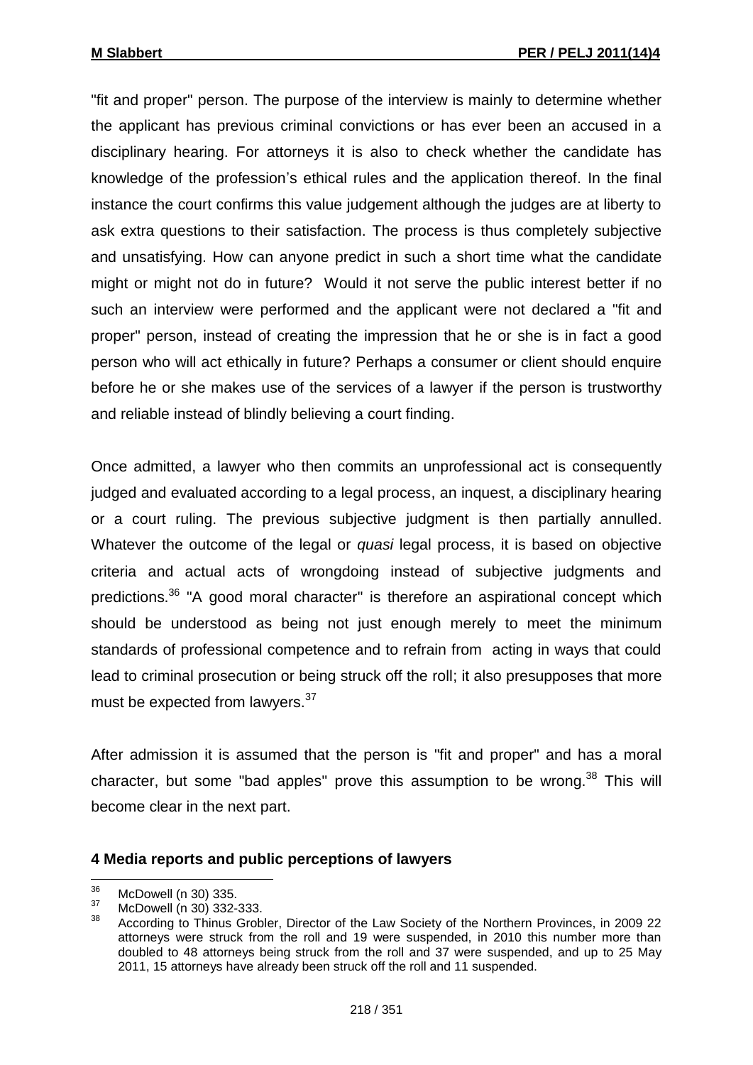"fit and proper" person. The purpose of the interview is mainly to determine whether the applicant has previous criminal convictions or has ever been an accused in a disciplinary hearing. For attorneys it is also to check whether the candidate has knowledge of the profession's ethical rules and the application thereof. In the final instance the court confirms this value judgement although the judges are at liberty to ask extra questions to their satisfaction. The process is thus completely subjective and unsatisfying. How can anyone predict in such a short time what the candidate might or might not do in future? Would it not serve the public interest better if no such an interview were performed and the applicant were not declared a "fit and proper" person, instead of creating the impression that he or she is in fact a good person who will act ethically in future? Perhaps a consumer or client should enquire before he or she makes use of the services of a lawyer if the person is trustworthy and reliable instead of blindly believing a court finding.

Once admitted, a lawyer who then commits an unprofessional act is consequently judged and evaluated according to a legal process, an inquest, a disciplinary hearing or a court ruling. The previous subjective judgment is then partially annulled. Whatever the outcome of the legal or *quasi* legal process, it is based on objective criteria and actual acts of wrongdoing instead of subjective judgments and predictions.[36] "A good moral character" is therefore an aspirational concept which should be understood as being not just enough merely to meet the minimum standards of professional competence and to refrain from acting in ways that could lead to criminal prosecution or being struck off the roll; it also presupposes that more must be expected from lawyers.[37]

After admission it is assumed that the person is "fit and proper" and has a moral character, but some "bad apples" prove this assumption to be wrong.[38] This will become clear in the next part.

## 4 Media reports and public perceptions of lawyers

---

[36] McDowell (n 30) 335.

[37] McDowell (n 30) 332-333.

[38] According to Thinus Grobler, Director of the Law Society of the Northern Provinces, in 2009 22 attorneys were struck from the roll and 19 were suspended, in 2010 this number more than doubled to 48 attorneys being struck from the roll and 37 were suspended, and up to 25 May 2011, 15 attorneys have already been struck off the roll and 11 suspended.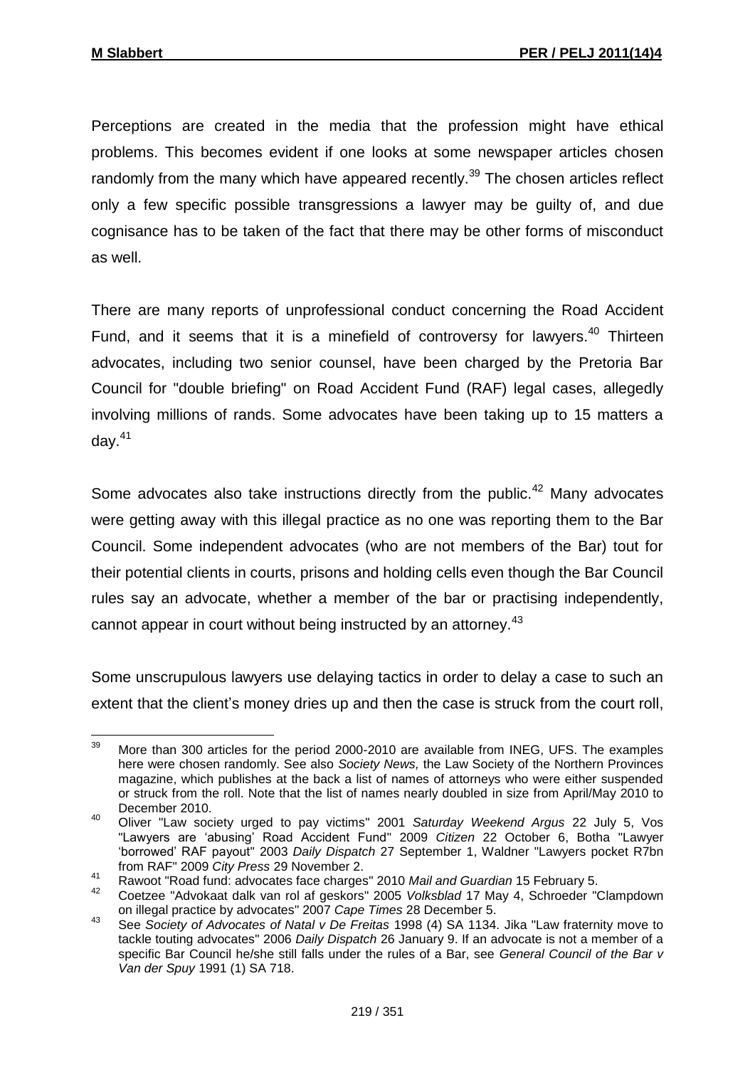Perceptions are created in the media that the profession might have ethical problems. This becomes evident if one looks at some newspaper articles chosen randomly from the many which have appeared recently.[39] The chosen articles reflect only a few specific possible transgressions a lawyer may be guilty of, and due cognisance has to be taken of the fact that there may be other forms of misconduct as well.

There are many reports of unprofessional conduct concerning the Road Accident Fund, and it seems that it is a minefield of controversy for lawyers.[40] Thirteen advocates, including two senior counsel, have been charged by the Pretoria Bar Council for "double briefing" on Road Accident Fund (RAF) legal cases, allegedly involving millions of rands. Some advocates have been taking up to 15 matters a day.[41]

Some advocates also take instructions directly from the public.[42] Many advocates were getting away with this illegal practice as no one was reporting them to the Bar Council. Some independent advocates (who are not members of the Bar) tout for their potential clients in courts, prisons and holding cells even though the Bar Council rules say an advocate, whether a member of the bar or practising independently, cannot appear in court without being instructed by an attorney.[43]

Some unscrupulous lawyers use delaying tactics in order to delay a case to such an extent that the client's money dries up and then the case is struck from the court roll,

---

[39] More than 300 articles for the period 2000-2010 are available from INEG, UFS. The examples here were chosen randomly. See also *Society News,* the Law Society of the Northern Provinces magazine, which publishes at the back a list of names of attorneys who were either suspended or struck from the roll. Note that the list of names nearly doubled in size from April/May 2010 to December 2010.

[40] Oliver "Law society urged to pay victims" 2001 *Saturday Weekend Argus* 22 July 5, Vos "Lawyers are 'abusing' Road Accident Fund" 2009 *Citizen* 22 October 6, Botha "Lawyer 'borrowed' RAF payout" 2003 *Daily Dispatch* 27 September 1, Waldner "Lawyers pocket R7bn from RAF" 2009 *City Press* 29 November 2.

[41] Rawoot "Road fund: advocates face charges" 2010 *Mail and Guardian* 15 February 5.

[42] Coetzee "Advokaat dalk van rol af geskors" 2005 *Volksblad* 17 May 4, Schroeder "Clampdown on illegal practice by advocates" 2007 *Cape Times* 28 December 5.

[43] See *Society of Advocates of Natal v De Freitas* 1998 (4) SA 1134. Jika "Law fraternity move to tackle touting advocates" 2006 *Daily Dispatch* 26 January 9. If an advocate is not a member of a specific Bar Council he/she still falls under the rules of a Bar, see *General Council of the Bar v Van der Spuy* 1991 (1) SA 718.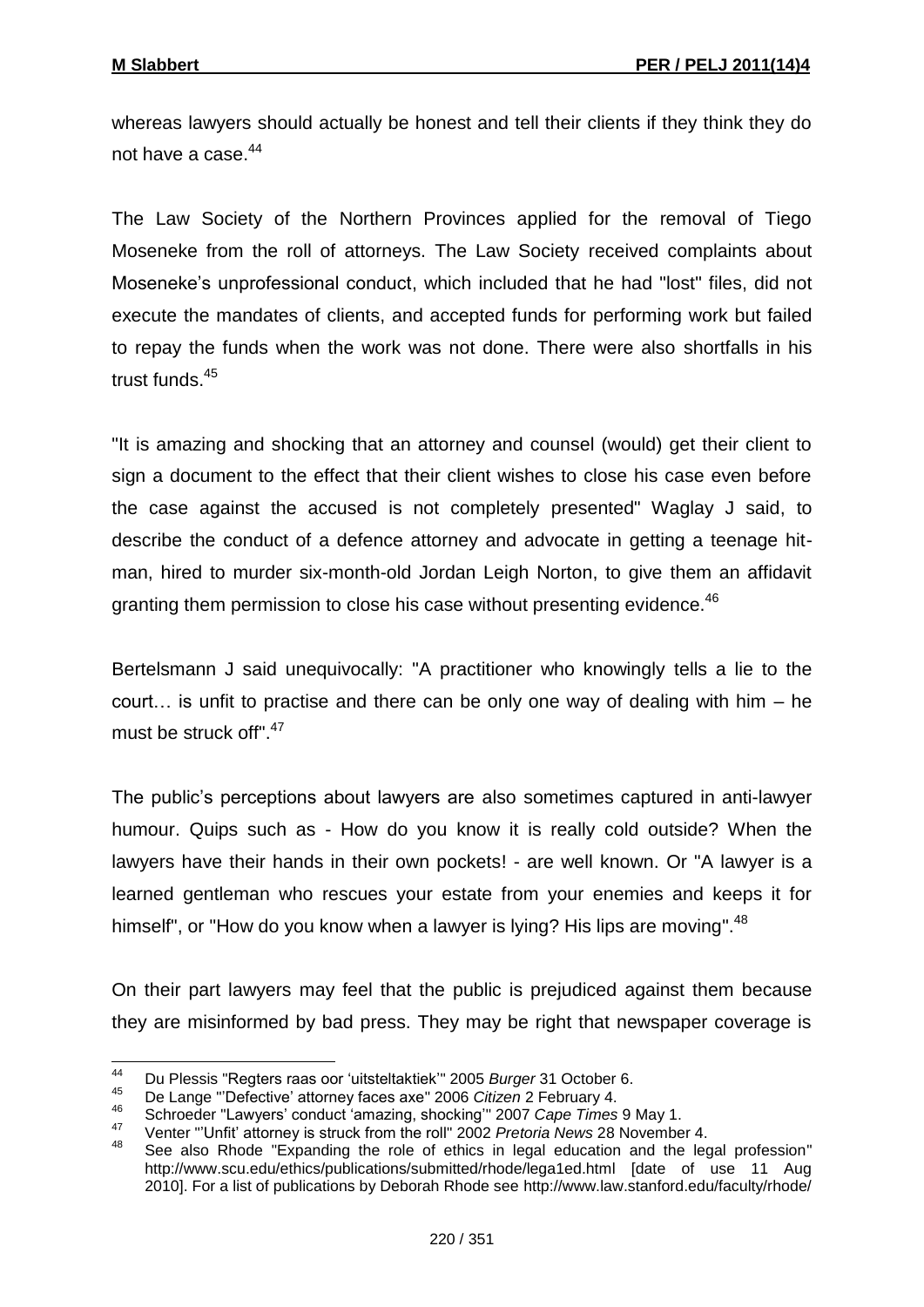whereas lawyers should actually be honest and tell their clients if they think they do not have a case.[44]

The Law Society of the Northern Provinces applied for the removal of Tiego Moseneke from the roll of attorneys. The Law Society received complaints about Moseneke's unprofessional conduct, which included that he had "lost" files, did not execute the mandates of clients, and accepted funds for performing work but failed to repay the funds when the work was not done. There were also shortfalls in his trust funds.[45]

"It is amazing and shocking that an attorney and counsel (would) get their client to sign a document to the effect that their client wishes to close his case even before the case against the accused is not completely presented" Waglay J said, to describe the conduct of a defence attorney and advocate in getting a teenage hit-man, hired to murder six-month-old Jordan Leigh Norton, to give them an affidavit granting them permission to close his case without presenting evidence.[46]

Bertelsmann J said unequivocally: "A practitioner who knowingly tells a lie to the court… is unfit to practise and there can be only one way of dealing with him – he must be struck off".[47]

The public's perceptions about lawyers are also sometimes captured in anti-lawyer humour. Quips such as - How do you know it is really cold outside? When the lawyers have their hands in their own pockets! - are well known. Or "A lawyer is a learned gentleman who rescues your estate from your enemies and keeps it for himself", or "How do you know when a lawyer is lying? His lips are moving".[48]

On their part lawyers may feel that the public is prejudiced against them because they are misinformed by bad press. They may be right that newspaper coverage is

---

44 Du Plessis "Regters raas oor 'uitsteltaktiek'" 2005 *Burger* 31 October 6.

45 De Lange "'Defective' attorney faces axe" 2006 *Citizen* 2 February 4.

46 Schroeder "Lawyers' conduct 'amazing, shocking'" 2007 *Cape Times* 9 May 1.

47 Venter "'Unfit' attorney is struck from the roll" 2002 *Pretoria News* 28 November 4.

48 See also Rhode "Expanding the role of ethics in legal education and the legal profession" http://www.scu.edu/ethics/publications/submitted/rhode/lega1ed.html [date of use 11 Aug 2010]. For a list of publications by Deborah Rhode see http://www.law.stanford.edu/faculty/rhode/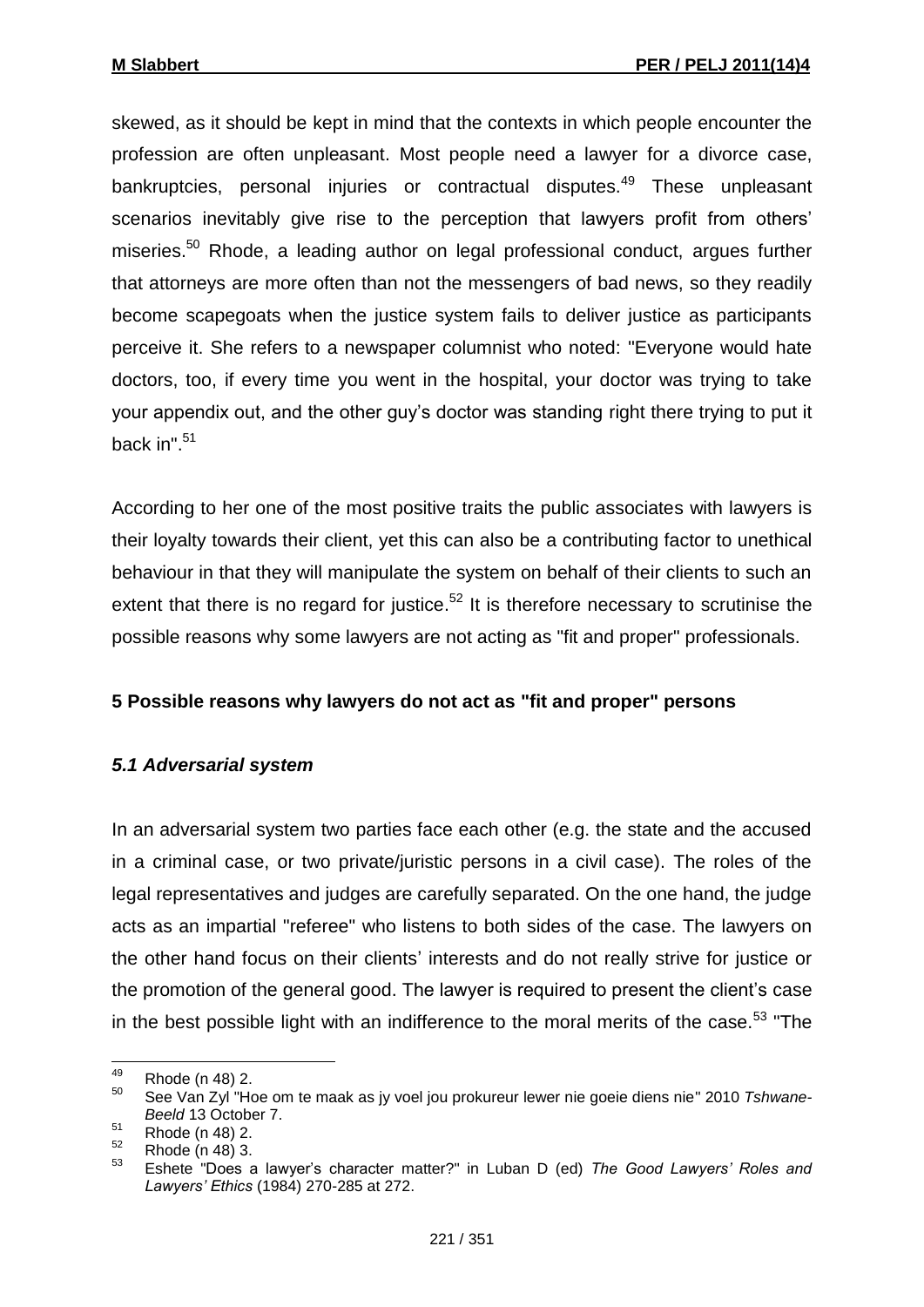skewed, as it should be kept in mind that the contexts in which people encounter the profession are often unpleasant. Most people need a lawyer for a divorce case, bankruptcies, personal injuries or contractual disputes.[49] These unpleasant scenarios inevitably give rise to the perception that lawyers profit from others' miseries.[50] Rhode, a leading author on legal professional conduct, argues further that attorneys are more often than not the messengers of bad news, so they readily become scapegoats when the justice system fails to deliver justice as participants perceive it. She refers to a newspaper columnist who noted: "Everyone would hate doctors, too, if every time you went in the hospital, your doctor was trying to take your appendix out, and the other guy's doctor was standing right there trying to put it back in".[51]

According to her one of the most positive traits the public associates with lawyers is their loyalty towards their client, yet this can also be a contributing factor to unethical behaviour in that they will manipulate the system on behalf of their clients to such an extent that there is no regard for justice.[52] It is therefore necessary to scrutinise the possible reasons why some lawyers are not acting as "fit and proper" professionals.

## 5 Possible reasons why lawyers do not act as "fit and proper" persons

### *5.1 Adversarial system*

In an adversarial system two parties face each other (e.g. the state and the accused in a criminal case, or two private/juristic persons in a civil case). The roles of the legal representatives and judges are carefully separated. On the one hand, the judge acts as an impartial "referee" who listens to both sides of the case. The lawyers on the other hand focus on their clients' interests and do not really strive for justice or the promotion of the general good. The lawyer is required to present the client's case in the best possible light with an indifference to the moral merits of the case.[53] "The

---

[49] Rhode (n 48) 2.

[50] See Van Zyl "Hoe om te maak as jy voel jou prokureur lewer nie goeie diens nie" 2010 *Tshwane-Beeld* 13 October 7.

[51] Rhode (n 48) 2.

[52] Rhode (n 48) 3.

[53] Eshete "Does a lawyer's character matter?" in Luban D (ed) *The Good Lawyers' Roles and Lawyers' Ethics* (1984) 270-285 at 272.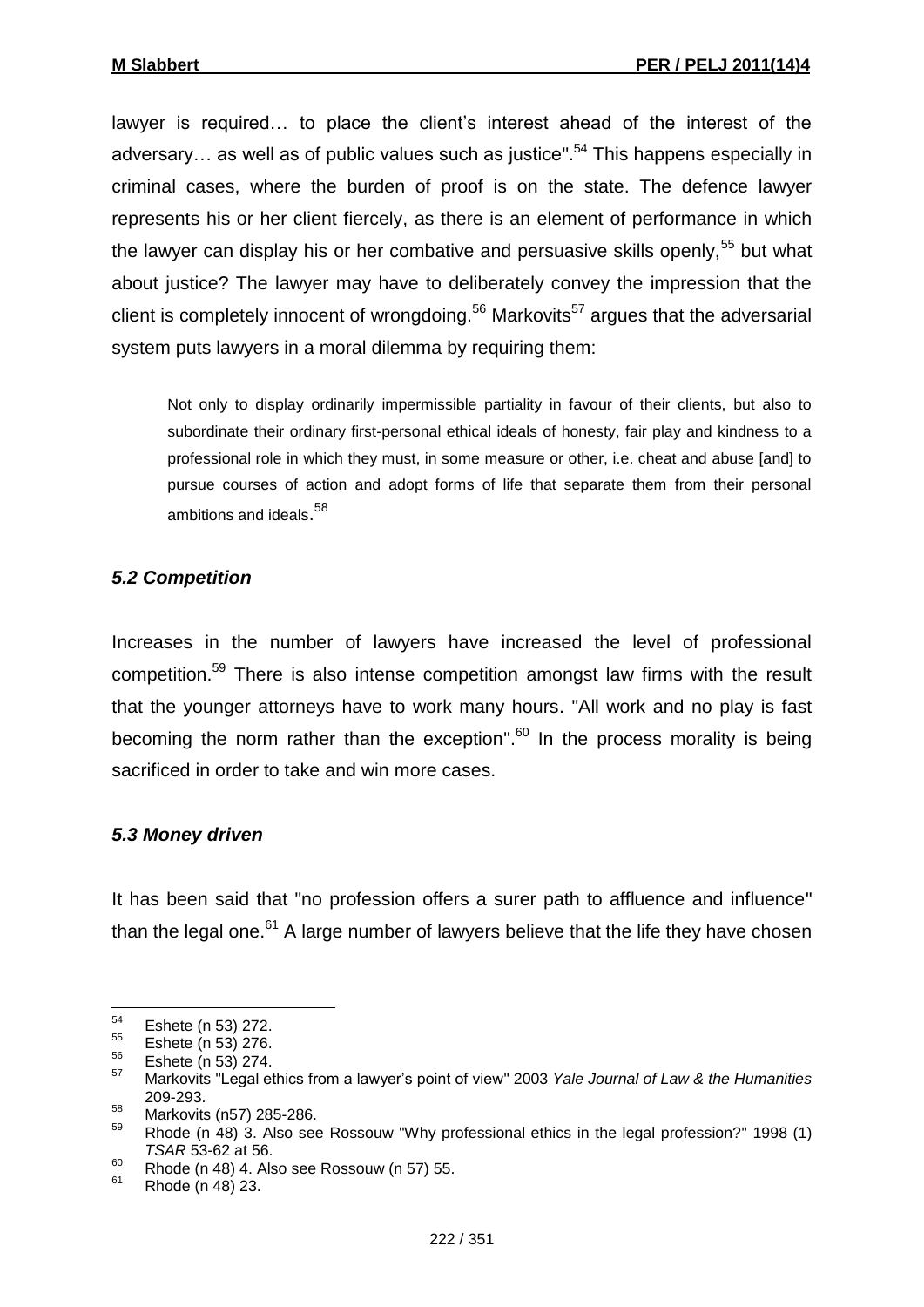lawyer is required… to place the client's interest ahead of the interest of the adversary… as well as of public values such as justice".[54] This happens especially in criminal cases, where the burden of proof is on the state. The defence lawyer represents his or her client fiercely, as there is an element of performance in which the lawyer can display his or her combative and persuasive skills openly,[55] but what about justice? The lawyer may have to deliberately convey the impression that the client is completely innocent of wrongdoing.[56] Markovits[57] argues that the adversarial system puts lawyers in a moral dilemma by requiring them:

> Not only to display ordinarily impermissible partiality in favour of their clients, but also to subordinate their ordinary first-personal ethical ideals of honesty, fair play and kindness to a professional role in which they must, in some measure or other, i.e. cheat and abuse [and] to pursue courses of action and adopt forms of life that separate them from their personal ambitions and ideals.[58]

### *5.2 Competition*

Increases in the number of lawyers have increased the level of professional competition.[59] There is also intense competition amongst law firms with the result that the younger attorneys have to work many hours. "All work and no play is fast becoming the norm rather than the exception".[60] In the process morality is being sacrificed in order to take and win more cases.

### *5.3 Money driven*

It has been said that "no profession offers a surer path to affluence and influence" than the legal one.[61] A large number of lawyers believe that the life they have chosen

---

54 Eshete (n 53) 272.
55 Eshete (n 53) 276.
56 Eshete (n 53) 274.
57 Markovits "Legal ethics from a lawyer's point of view" 2003 *Yale Journal of Law & the Humanities* 209-293.
58 Markovits (n57) 285-286.
59 Rhode (n 48) 3. Also see Rossouw "Why professional ethics in the legal profession?" 1998 (1) *TSAR* 53-62 at 56.
60 Rhode (n 48) 4. Also see Rossouw (n 57) 55.
61 Rhode (n 48) 23.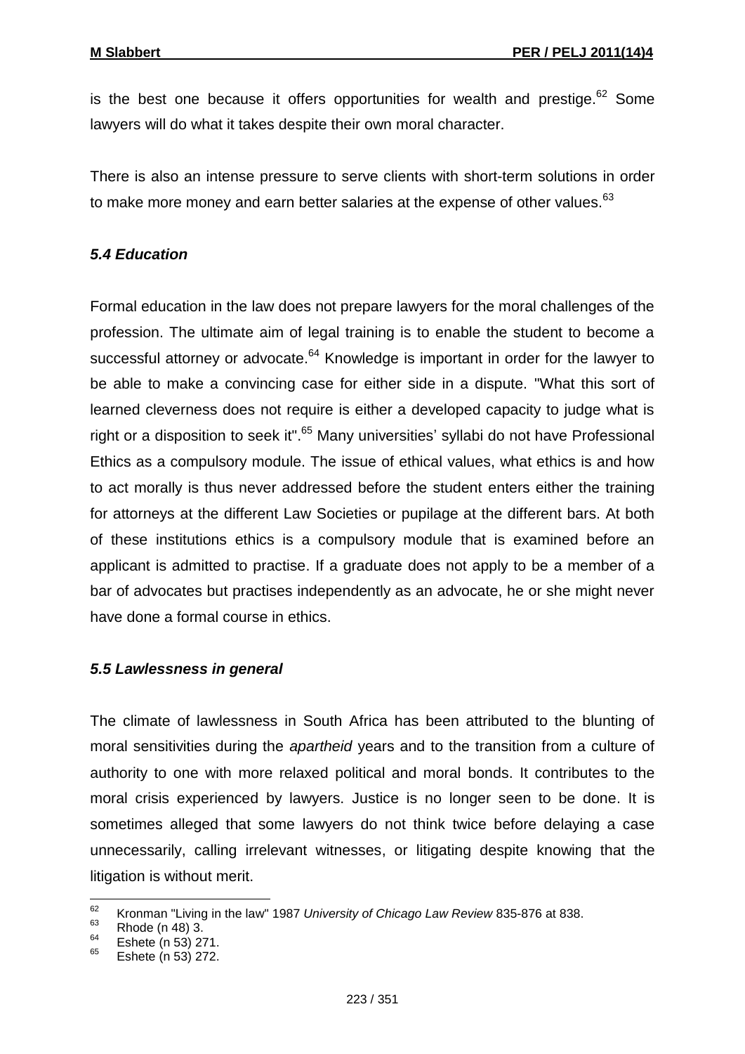is the best one because it offers opportunities for wealth and prestige.[62] Some lawyers will do what it takes despite their own moral character.

There is also an intense pressure to serve clients with short-term solutions in order to make more money and earn better salaries at the expense of other values.[63]

### *5.4 Education*

Formal education in the law does not prepare lawyers for the moral challenges of the profession. The ultimate aim of legal training is to enable the student to become a successful attorney or advocate.[64] Knowledge is important in order for the lawyer to be able to make a convincing case for either side in a dispute. "What this sort of learned cleverness does not require is either a developed capacity to judge what is right or a disposition to seek it".[65] Many universities' syllabi do not have Professional Ethics as a compulsory module. The issue of ethical values, what ethics is and how to act morally is thus never addressed before the student enters either the training for attorneys at the different Law Societies or pupilage at the different bars. At both of these institutions ethics is a compulsory module that is examined before an applicant is admitted to practise. If a graduate does not apply to be a member of a bar of advocates but practises independently as an advocate, he or she might never have done a formal course in ethics.

### *5.5 Lawlessness in general*

The climate of lawlessness in South Africa has been attributed to the blunting of moral sensitivities during the *apartheid* years and to the transition from a culture of authority to one with more relaxed political and moral bonds. It contributes to the moral crisis experienced by lawyers. Justice is no longer seen to be done. It is sometimes alleged that some lawyers do not think twice before delaying a case unnecessarily, calling irrelevant witnesses, or litigating despite knowing that the litigation is without merit.

---

[62] Kronman "Living in the law" 1987 *University of Chicago Law Review* 835-876 at 838.

[63] Rhode (n 48) 3.

[64] Eshete (n 53) 271.

[65] Eshete (n 53) 272.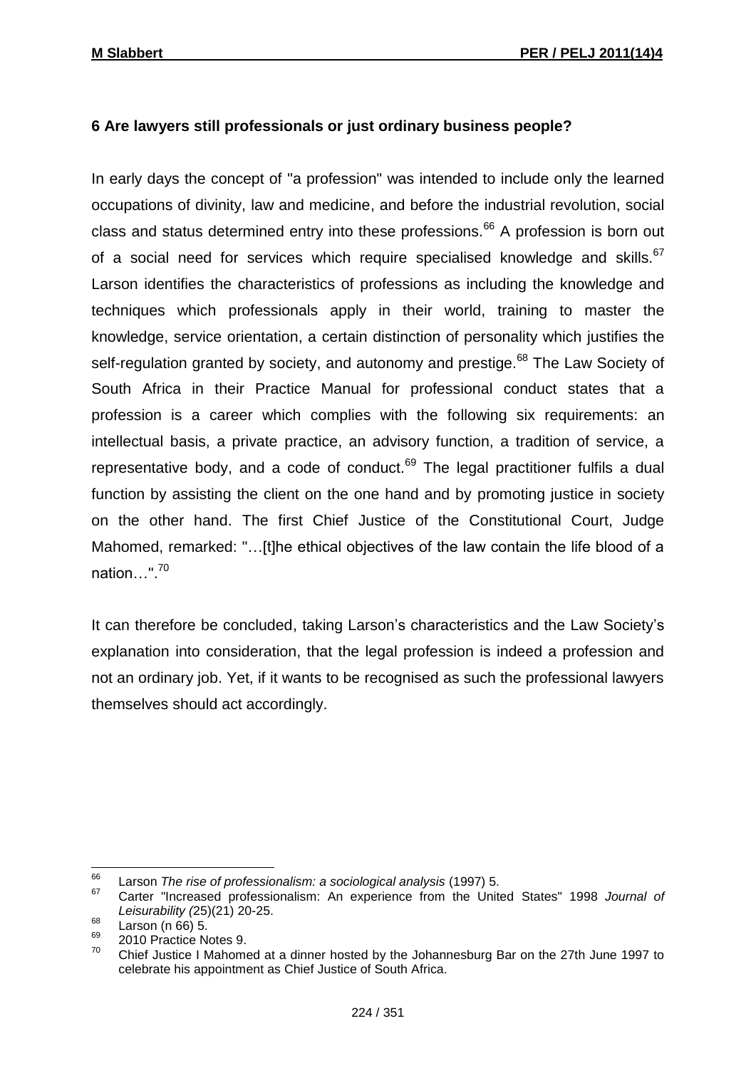## 6 Are lawyers still professionals or just ordinary business people?

In early days the concept of "a profession" was intended to include only the learned occupations of divinity, law and medicine, and before the industrial revolution, social class and status determined entry into these professions.[66] A profession is born out of a social need for services which require specialised knowledge and skills.[67] Larson identifies the characteristics of professions as including the knowledge and techniques which professionals apply in their world, training to master the knowledge, service orientation, a certain distinction of personality which justifies the self-regulation granted by society, and autonomy and prestige.[68] The Law Society of South Africa in their Practice Manual for professional conduct states that a profession is a career which complies with the following six requirements: an intellectual basis, a private practice, an advisory function, a tradition of service, a representative body, and a code of conduct.[69] The legal practitioner fulfils a dual function by assisting the client on the one hand and by promoting justice in society on the other hand. The first Chief Justice of the Constitutional Court, Judge Mahomed, remarked: "…[t]he ethical objectives of the law contain the life blood of a nation…".[70]

It can therefore be concluded, taking Larson's characteristics and the Law Society's explanation into consideration, that the legal profession is indeed a profession and not an ordinary job. Yet, if it wants to be recognised as such the professional lawyers themselves should act accordingly.

---

66 Larson *The rise of professionalism: a sociological analysis* (1997) 5.

67 Carter "Increased professionalism: An experience from the United States" 1998 *Journal of Leisurability (*25)(21) 20-25.

68 Larson (n 66) 5.

69 2010 Practice Notes 9.

70 Chief Justice I Mahomed at a dinner hosted by the Johannesburg Bar on the 27th June 1997 to celebrate his appointment as Chief Justice of South Africa.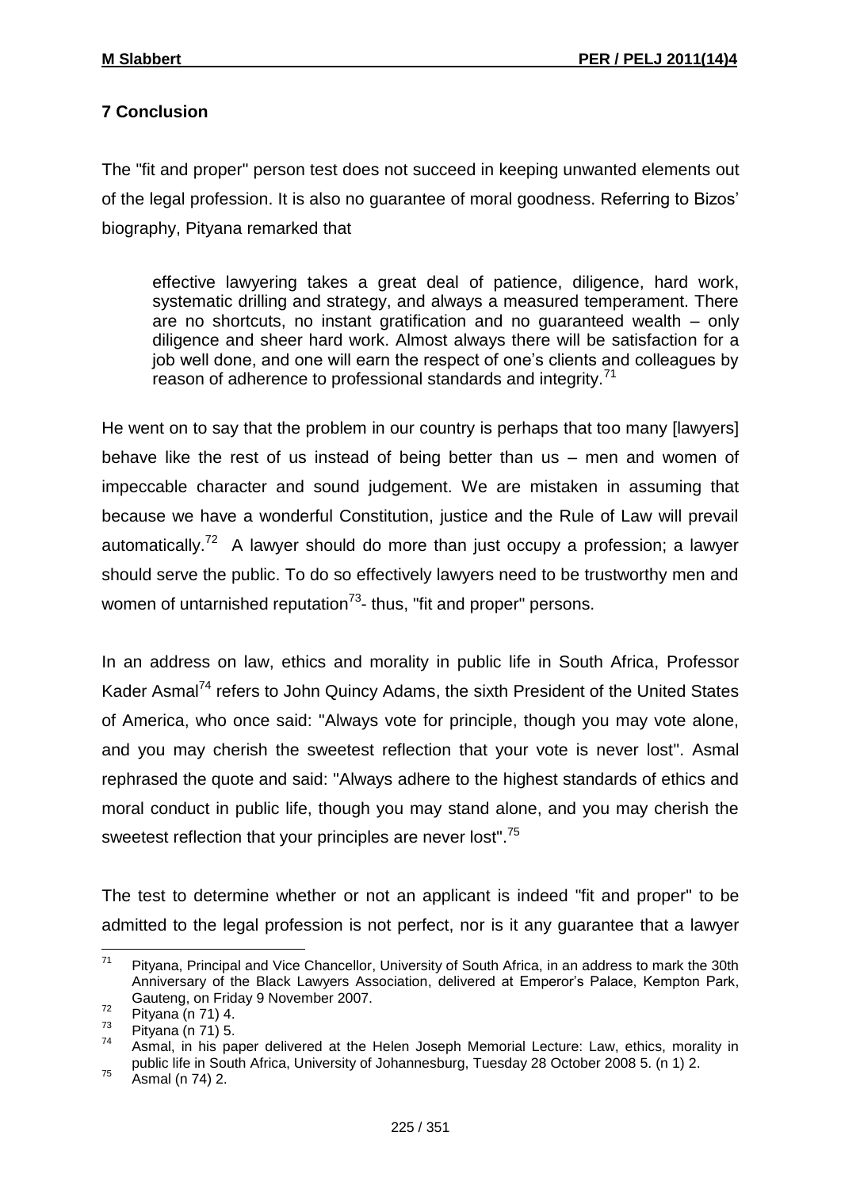## 7 Conclusion

The "fit and proper" person test does not succeed in keeping unwanted elements out of the legal profession. It is also no guarantee of moral goodness. Referring to Bizos' biography, Pityana remarked that

> effective lawyering takes a great deal of patience, diligence, hard work, systematic drilling and strategy, and always a measured temperament. There are no shortcuts, no instant gratification and no guaranteed wealth – only diligence and sheer hard work. Almost always there will be satisfaction for a job well done, and one will earn the respect of one's clients and colleagues by reason of adherence to professional standards and integrity.[71]

He went on to say that the problem in our country is perhaps that too many [lawyers] behave like the rest of us instead of being better than us – men and women of impeccable character and sound judgement. We are mistaken in assuming that because we have a wonderful Constitution, justice and the Rule of Law will prevail automatically.[72] A lawyer should do more than just occupy a profession; a lawyer should serve the public. To do so effectively lawyers need to be trustworthy men and women of untarnished reputation[73]- thus, "fit and proper" persons.

In an address on law, ethics and morality in public life in South Africa, Professor Kader Asmal[74] refers to John Quincy Adams, the sixth President of the United States of America, who once said: "Always vote for principle, though you may vote alone, and you may cherish the sweetest reflection that your vote is never lost". Asmal rephrased the quote and said: "Always adhere to the highest standards of ethics and moral conduct in public life, though you may stand alone, and you may cherish the sweetest reflection that your principles are never lost".[75]

The test to determine whether or not an applicant is indeed "fit and proper" to be admitted to the legal profession is not perfect, nor is it any guarantee that a lawyer

---

71 Pityana, Principal and Vice Chancellor, University of South Africa, in an address to mark the 30th Anniversary of the Black Lawyers Association, delivered at Emperor's Palace, Kempton Park, Gauteng, on Friday 9 November 2007.

72 Pityana (n 71) 4.

73 Pityana (n 71) 5.

74 Asmal, in his paper delivered at the Helen Joseph Memorial Lecture: Law, ethics, morality in public life in South Africa, University of Johannesburg, Tuesday 28 October 2008 5. (n 1) 2.

75 Asmal (n 74) 2.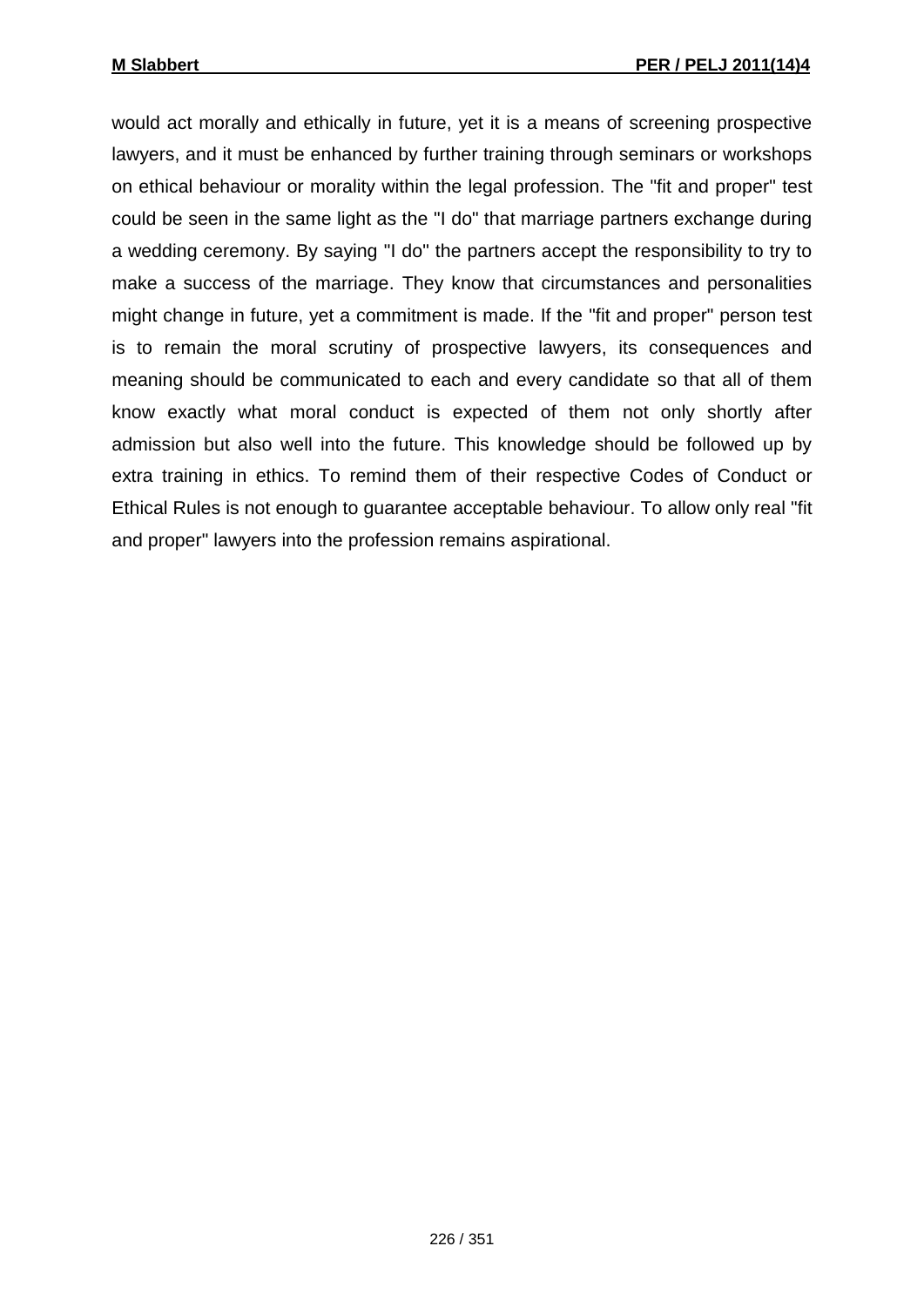would act morally and ethically in future, yet it is a means of screening prospective lawyers, and it must be enhanced by further training through seminars or workshops on ethical behaviour or morality within the legal profession. The "fit and proper" test could be seen in the same light as the "I do" that marriage partners exchange during a wedding ceremony. By saying "I do" the partners accept the responsibility to try to make a success of the marriage. They know that circumstances and personalities might change in future, yet a commitment is made. If the "fit and proper" person test is to remain the moral scrutiny of prospective lawyers, its consequences and meaning should be communicated to each and every candidate so that all of them know exactly what moral conduct is expected of them not only shortly after admission but also well into the future. This knowledge should be followed up by extra training in ethics. To remind them of their respective Codes of Conduct or Ethical Rules is not enough to guarantee acceptable behaviour. To allow only real "fit and proper" lawyers into the profession remains aspirational.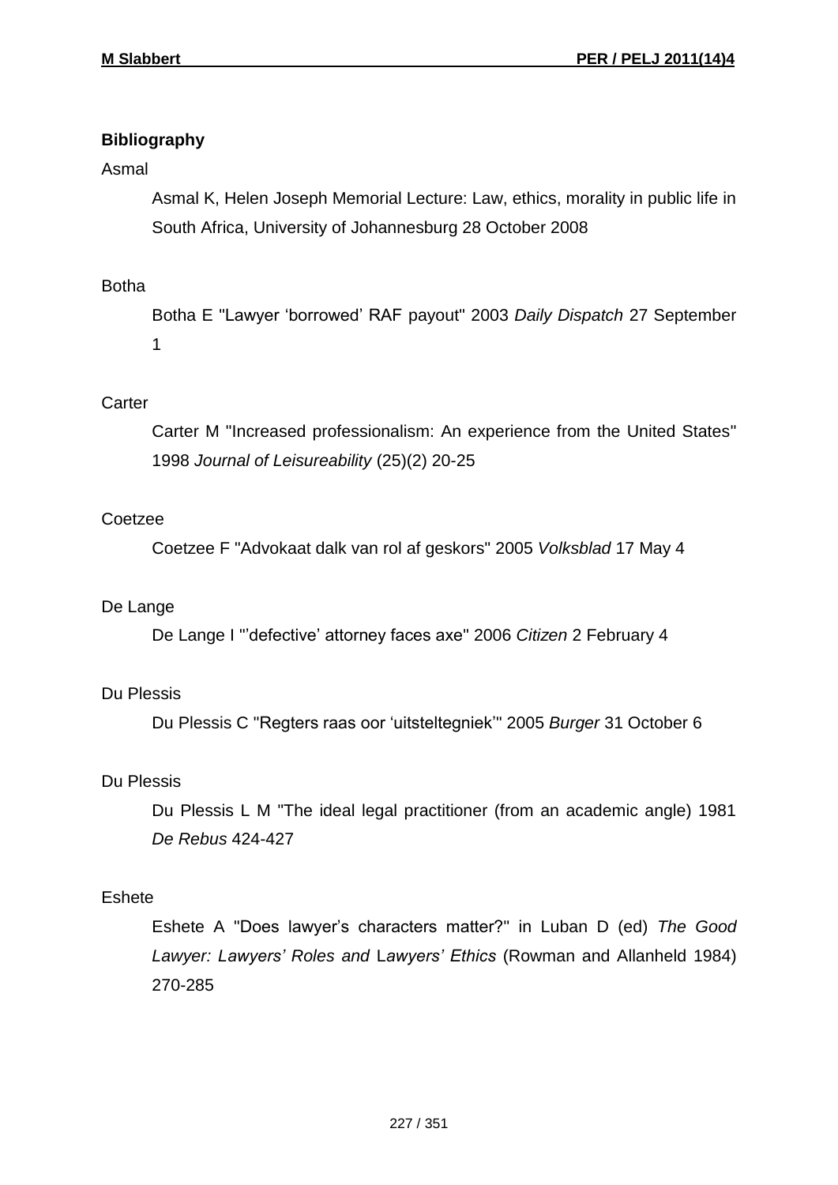**Bibliography**

Asmal

Asmal K, Helen Joseph Memorial Lecture: Law, ethics, morality in public life in South Africa, University of Johannesburg 28 October 2008

Botha

Botha E "Lawyer 'borrowed' RAF payout" 2003 *Daily Dispatch* 27 September 1

Carter

Carter M "Increased professionalism: An experience from the United States" 1998 *Journal of Leisureability* (25)(2) 20-25

Coetzee

Coetzee F "Advokaat dalk van rol af geskors" 2005 *Volksblad* 17 May 4

De Lange

De Lange I "'defective' attorney faces axe" 2006 *Citizen* 2 February 4

Du Plessis

Du Plessis C "Regters raas oor 'uitsteltegniek'" 2005 *Burger* 31 October 6

Du Plessis

Du Plessis L M "The ideal legal practitioner (from an academic angle) 1981 *De Rebus* 424-427

Eshete

Eshete A "Does lawyer's characters matter?" in Luban D (ed) *The Good Lawyer: Lawyers' Roles and Lawyers' Ethics* (Rowman and Allanheld 1984) 270-285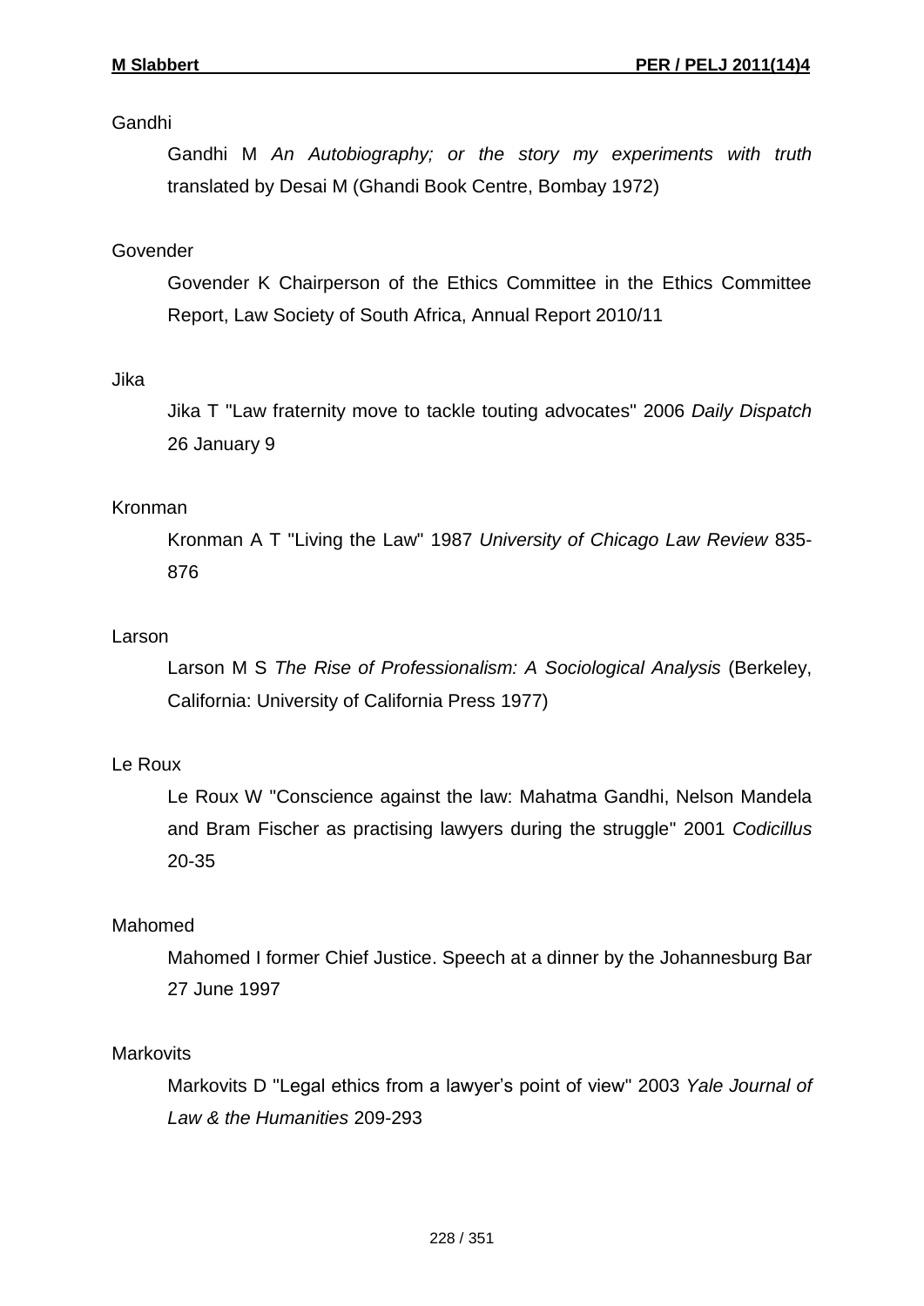Gandhi

Gandhi M *An Autobiography; or the story my experiments with truth* translated by Desai M (Ghandi Book Centre, Bombay 1972)

Govender

Govender K Chairperson of the Ethics Committee in the Ethics Committee Report, Law Society of South Africa, Annual Report 2010/11

Jika

Jika T "Law fraternity move to tackle touting advocates" 2006 *Daily Dispatch* 26 January 9

Kronman

Kronman A T "Living the Law" 1987 *University of Chicago Law Review* 835-876

Larson

Larson M S *The Rise of Professionalism: A Sociological Analysis* (Berkeley, California: University of California Press 1977)

Le Roux

Le Roux W "Conscience against the law: Mahatma Gandhi, Nelson Mandela and Bram Fischer as practising lawyers during the struggle" 2001 *Codicillus* 20-35

Mahomed

Mahomed I former Chief Justice. Speech at a dinner by the Johannesburg Bar 27 June 1997

Markovits

Markovits D "Legal ethics from a lawyer's point of view" 2003 *Yale Journal of Law & the Humanities* 209-293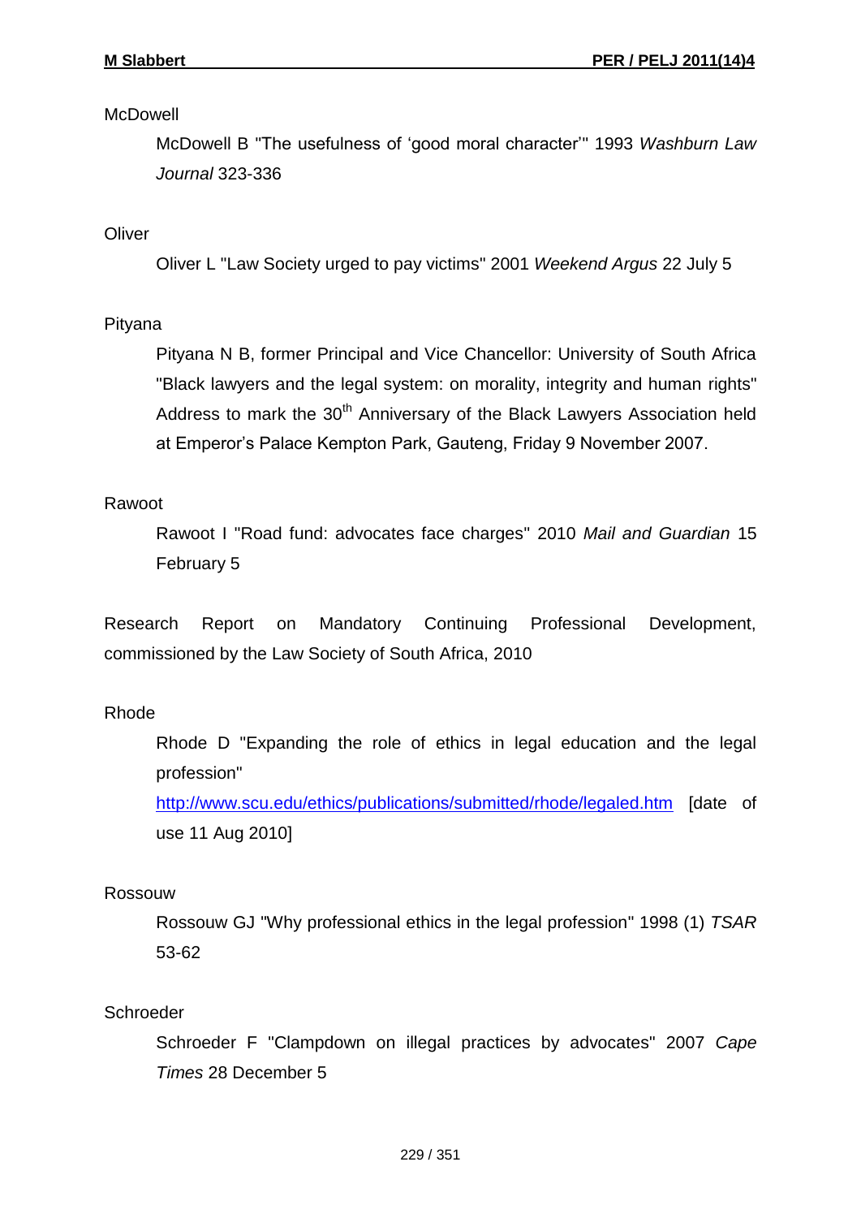McDowell

McDowell B "The usefulness of 'good moral character'" 1993 *Washburn Law Journal* 323-336

Oliver

Oliver L "Law Society urged to pay victims" 2001 *Weekend Argus* 22 July 5

Pityana

Pityana N B, former Principal and Vice Chancellor: University of South Africa "Black lawyers and the legal system: on morality, integrity and human rights" Address to mark the 30th Anniversary of the Black Lawyers Association held at Emperor's Palace Kempton Park, Gauteng, Friday 9 November 2007.

Rawoot

Rawoot I "Road fund: advocates face charges" 2010 *Mail and Guardian* 15 February 5

Research Report on Mandatory Continuing Professional Development, commissioned by the Law Society of South Africa, 2010

Rhode

Rhode D "Expanding the role of ethics in legal education and the legal profession" http://www.scu.edu/ethics/publications/submitted/rhode/legaled.htm [date of use 11 Aug 2010]

Rossouw

Rossouw GJ "Why professional ethics in the legal profession" 1998 (1) *TSAR* 53-62

Schroeder

Schroeder F "Clampdown on illegal practices by advocates" 2007 *Cape Times* 28 December 5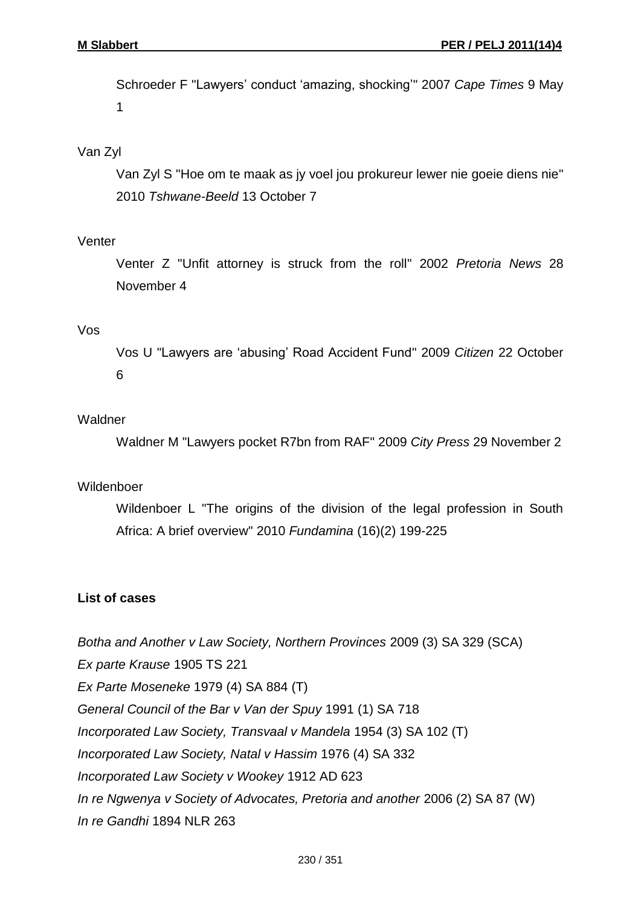Schroeder F "Lawyers' conduct 'amazing, shocking'" 2007 *Cape Times* 9 May 1

Van Zyl

Van Zyl S "Hoe om te maak as jy voel jou prokureur lewer nie goeie diens nie" 2010 *Tshwane-Beeld* 13 October 7

Venter

Venter Z "Unfit attorney is struck from the roll" 2002 *Pretoria News* 28 November 4

Vos

Vos U "Lawyers are 'abusing' Road Accident Fund" 2009 *Citizen* 22 October 6

Waldner

Waldner M "Lawyers pocket R7bn from RAF" 2009 *City Press* 29 November 2

Wildenboer

Wildenboer L "The origins of the division of the legal profession in South Africa: A brief overview" 2010 *Fundamina* (16)(2) 199-225

**List of cases**

*Botha and Another v Law Society, Northern Provinces* 2009 (3) SA 329 (SCA)
*Ex parte Krause* 1905 TS 221
*Ex Parte Moseneke* 1979 (4) SA 884 (T)
*General Council of the Bar v Van der Spuy* 1991 (1) SA 718
*Incorporated Law Society, Transvaal v Mandela* 1954 (3) SA 102 (T)
*Incorporated Law Society, Natal v Hassim* 1976 (4) SA 332
*Incorporated Law Society v Wookey* 1912 AD 623
*In re Ngwenya v Society of Advocates, Pretoria and another* 2006 (2) SA 87 (W)
*In re Gandhi* 1894 NLR 263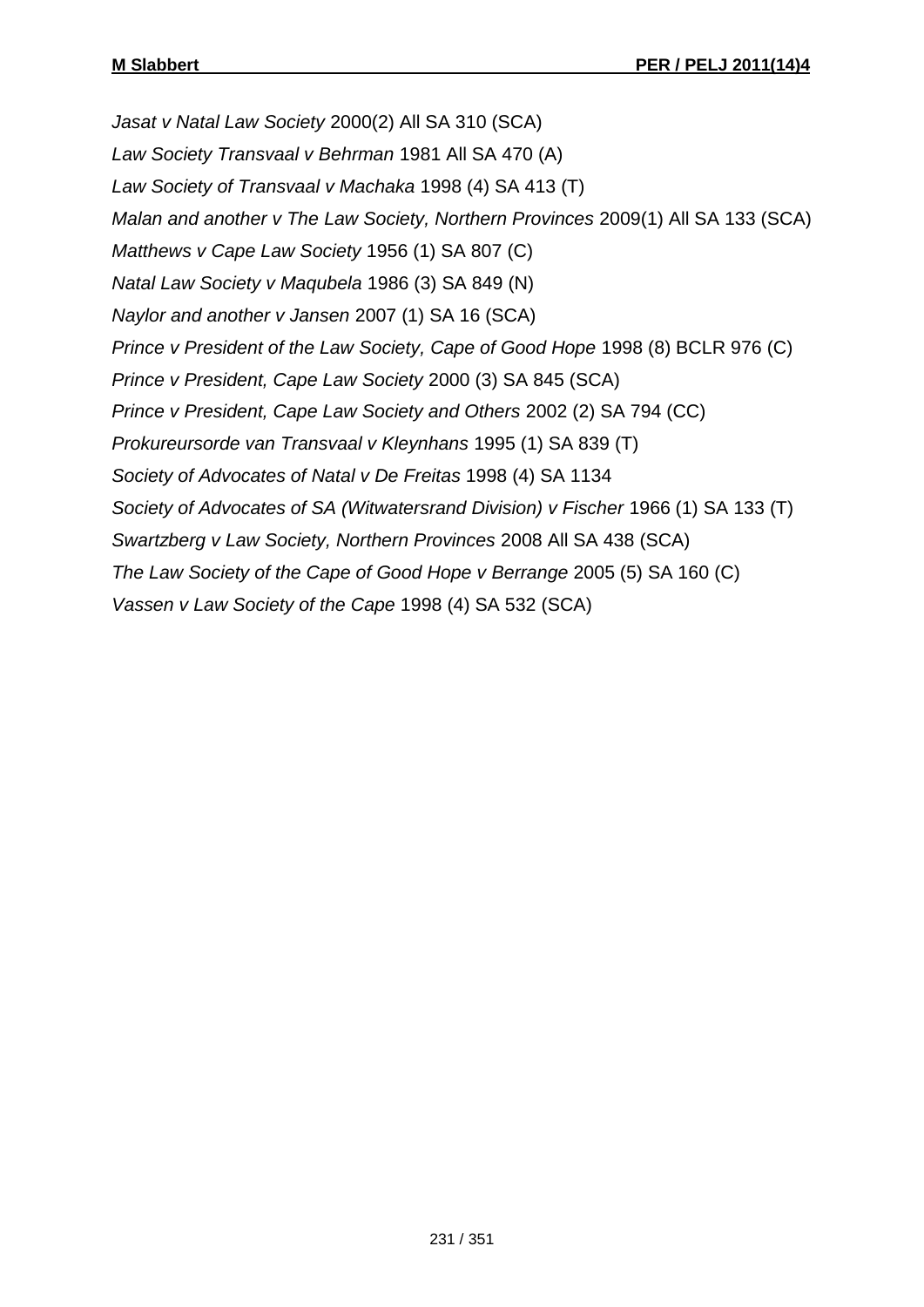*Jasat v Natal Law Society* 2000(2) All SA 310 (SCA)

*Law Society Transvaal v Behrman* 1981 All SA 470 (A)

*Law Society of Transvaal v Machaka* 1998 (4) SA 413 (T)

*Malan and another v The Law Society, Northern Provinces* 2009(1) All SA 133 (SCA)

*Matthews v Cape Law Society* 1956 (1) SA 807 (C)

*Natal Law Society v Maqubela* 1986 (3) SA 849 (N)

*Naylor and another v Jansen* 2007 (1) SA 16 (SCA)

*Prince v President of the Law Society, Cape of Good Hope* 1998 (8) BCLR 976 (C)

*Prince v President, Cape Law Society* 2000 (3) SA 845 (SCA)

*Prince v President, Cape Law Society and Others* 2002 (2) SA 794 (CC)

*Prokureursorde van Transvaal v Kleynhans* 1995 (1) SA 839 (T)

*Society of Advocates of Natal v De Freitas* 1998 (4) SA 1134

*Society of Advocates of SA (Witwatersrand Division) v Fischer* 1966 (1) SA 133 (T)

*Swartzberg v Law Society, Northern Provinces* 2008 All SA 438 (SCA)

*The Law Society of the Cape of Good Hope v Berrange* 2005 (5) SA 160 (C)

*Vassen v Law Society of the Cape* 1998 (4) SA 532 (SCA)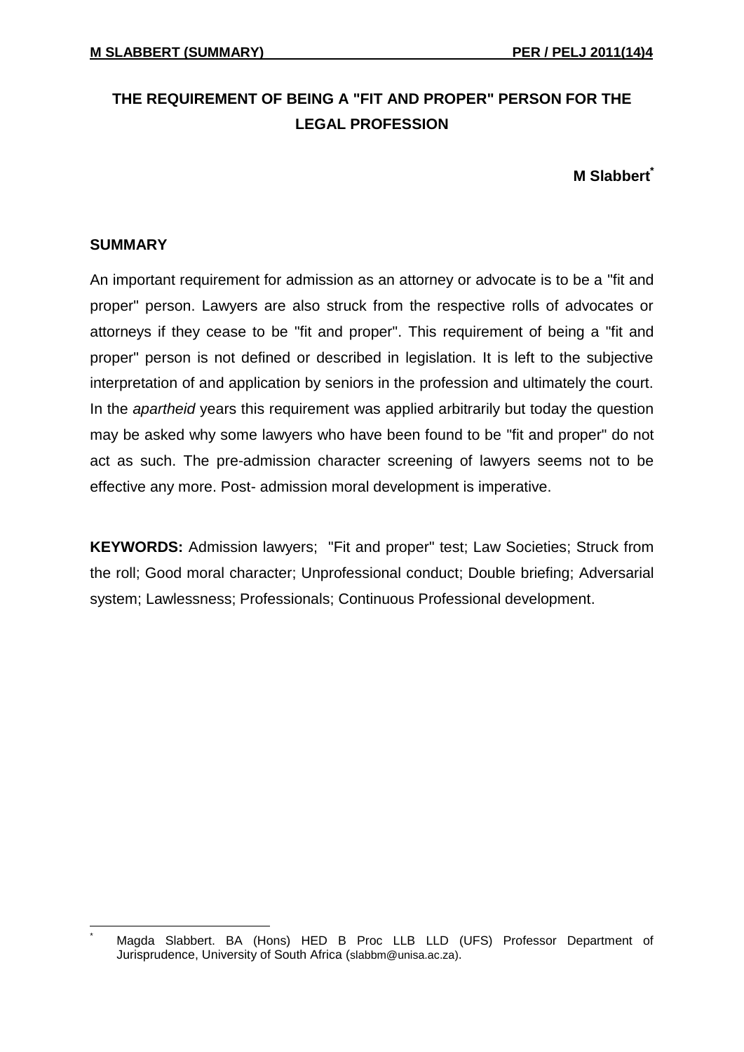# THE REQUIREMENT OF BEING A "FIT AND PROPER" PERSON FOR THE LEGAL PROFESSION

**M Slabbert***

## SUMMARY

An important requirement for admission as an attorney or advocate is to be a "fit and proper" person. Lawyers are also struck from the respective rolls of advocates or attorneys if they cease to be "fit and proper". This requirement of being a "fit and proper" person is not defined or described in legislation. It is left to the subjective interpretation of and application by seniors in the profession and ultimately the court. In the *apartheid* years this requirement was applied arbitrarily but today the question may be asked why some lawyers who have been found to be "fit and proper" do not act as such. The pre-admission character screening of lawyers seems not to be effective any more. Post- admission moral development is imperative.

**KEYWORDS:** Admission lawyers; "Fit and proper" test; Law Societies; Struck from the roll; Good moral character; Unprofessional conduct; Double briefing; Adversarial system; Lawlessness; Professionals; Continuous Professional development.

---

\* Magda Slabbert. BA (Hons) HED B Proc LLB LLD (UFS) Professor Department of Jurisprudence, University of South Africa (slabbm@unisa.ac.za).